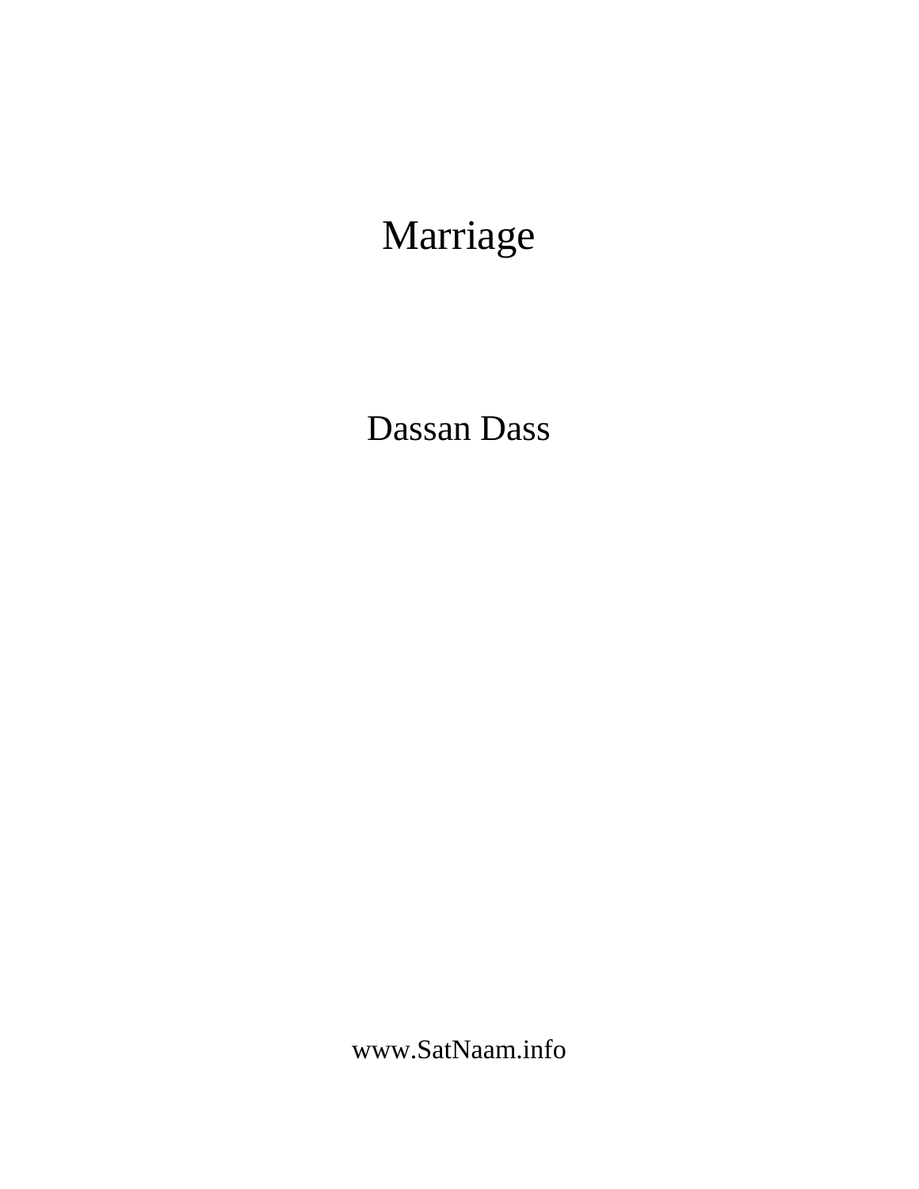# Marriage

Dassan Dass

www.SatNaam.info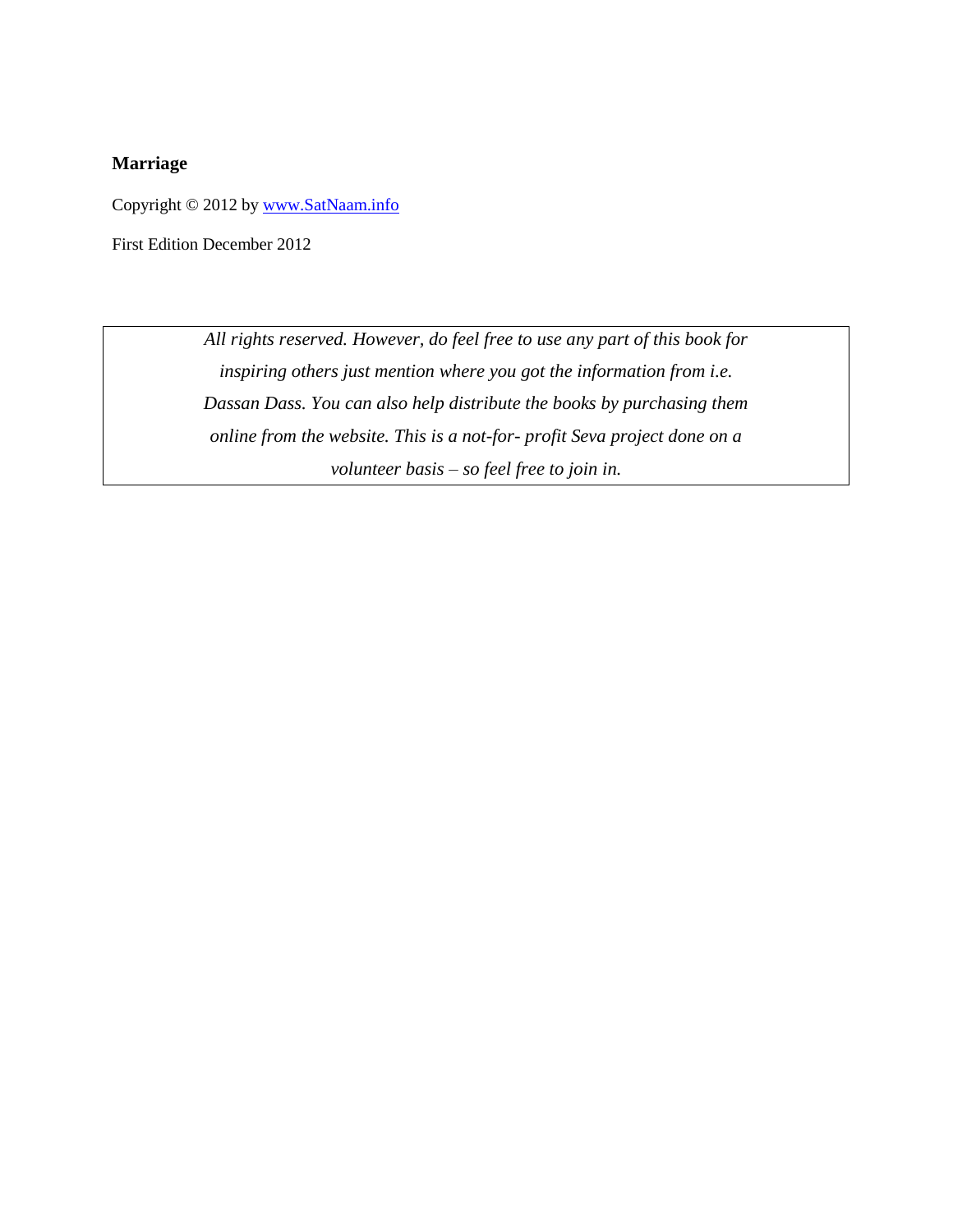**Marriage**

Copyright © 2012 by [www.SatNaam.info](http://www.SatNaam.info)

First Edition December 2012

*All rights reserved. However, do feel free to use any part of this book for inspiring others just mention where you got the information from i.e. Dassan Dass. You can also help distribute the books by purchasing them online from the website. This is a not-for- profit Seva project done on a volunteer basis – so feel free to join in.*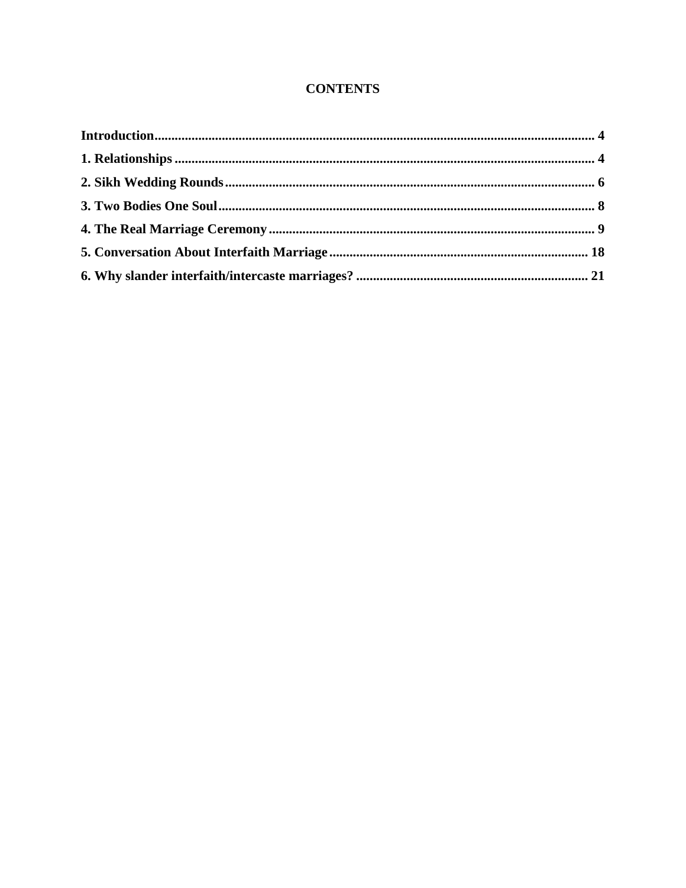**CONTENTS**

**Introduction** .......... **4**

**1. Relationships** .......... **4**

**2. Sikh Wedding Rounds** .......... **6**

**3. Two Bodies One Soul** .......... **8**

**4. The Real Marriage Ceremony** .......... **9**

**5. Conversation About Interfaith Marriage** .......... **18**

**6. Why slander interfaith/intercaste marriages?** .......... **21**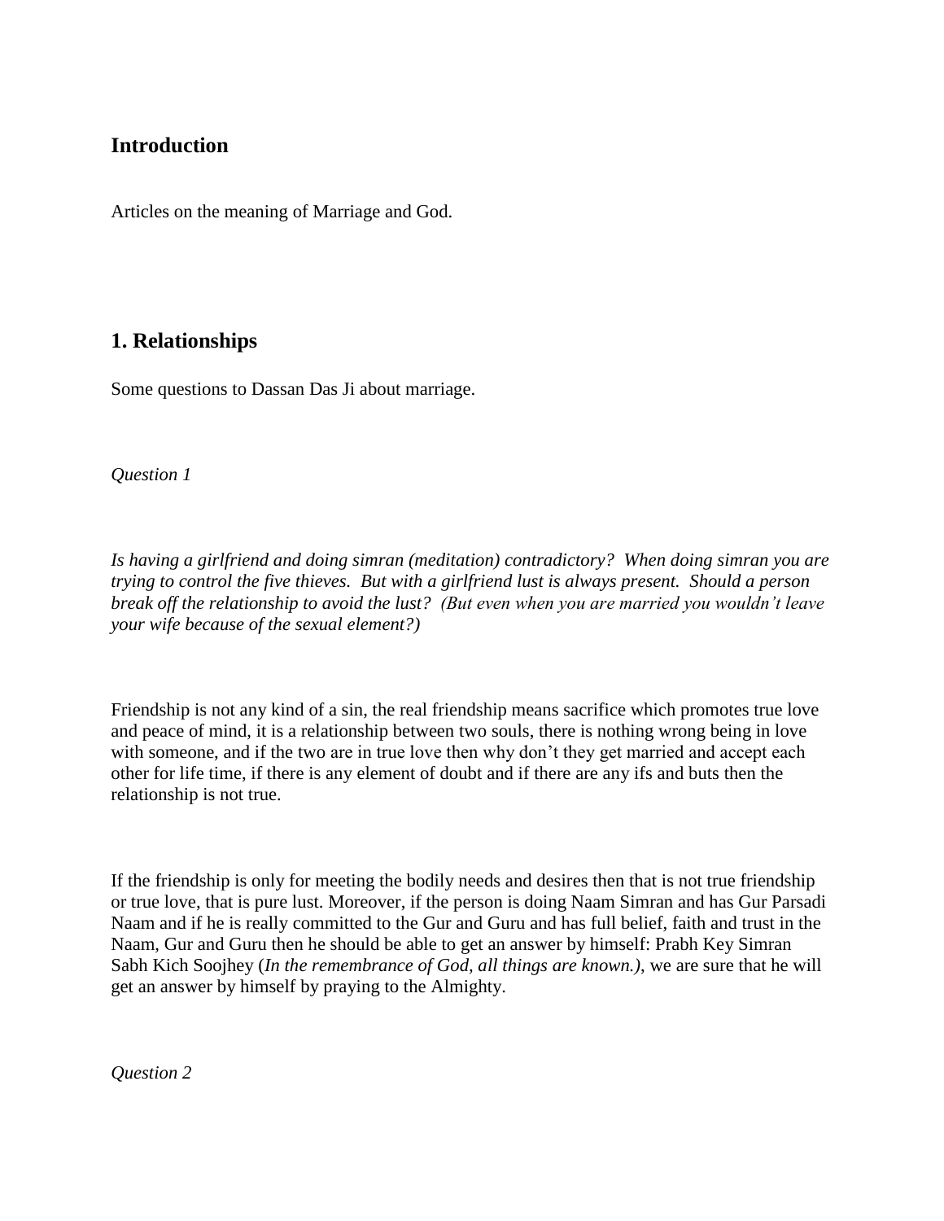## Introduction

Articles on the meaning of Marriage and God.

## 1. Relationships

Some questions to Dassan Das Ji about marriage.

*Question 1*

*Is having a girlfriend and doing simran (meditation) contradictory? When doing simran you are trying to control the five thieves. But with a girlfriend lust is always present. Should a person break off the relationship to avoid the lust? (But even when you are married you wouldn't leave your wife because of the sexual element?)*

Friendship is not any kind of a sin, the real friendship means sacrifice which promotes true love and peace of mind, it is a relationship between two souls, there is nothing wrong being in love with someone, and if the two are in true love then why don't they get married and accept each other for life time, if there is any element of doubt and if there are any ifs and buts then the relationship is not true.

If the friendship is only for meeting the bodily needs and desires then that is not true friendship or true love, that is pure lust. Moreover, if the person is doing Naam Simran and has Gur Parsadi Naam and if he is really committed to the Gur and Guru and has full belief, faith and trust in the Naam, Gur and Guru then he should be able to get an answer by himself: Prabh Key Simran Sabh Kich Soojhey (*In the remembrance of God, all things are known.)*, we are sure that he will get an answer by himself by praying to the Almighty.

*Question 2*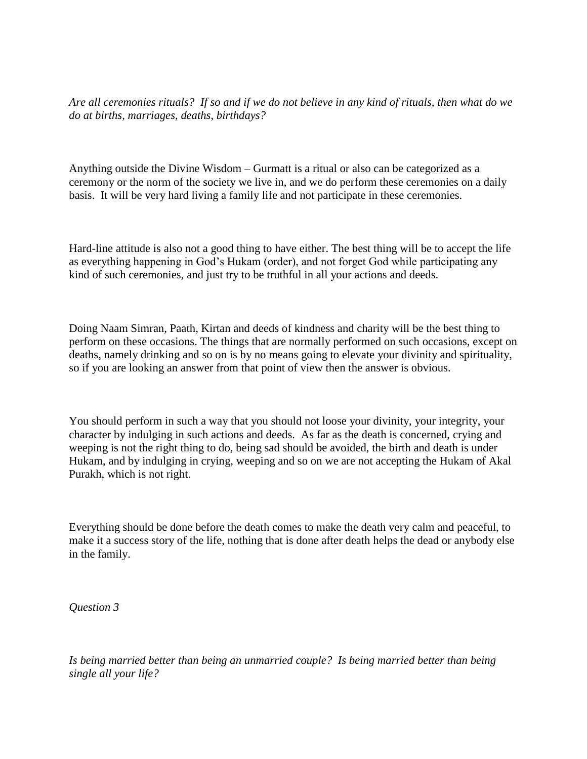*Are all ceremonies rituals? If so and if we do not believe in any kind of rituals, then what do we do at births, marriages, deaths, birthdays?*

Anything outside the Divine Wisdom – Gurmatt is a ritual or also can be categorized as a ceremony or the norm of the society we live in, and we do perform these ceremonies on a daily basis. It will be very hard living a family life and not participate in these ceremonies.

Hard-line attitude is also not a good thing to have either. The best thing will be to accept the life as everything happening in God's Hukam (order), and not forget God while participating any kind of such ceremonies, and just try to be truthful in all your actions and deeds.

Doing Naam Simran, Paath, Kirtan and deeds of kindness and charity will be the best thing to perform on these occasions. The things that are normally performed on such occasions, except on deaths, namely drinking and so on is by no means going to elevate your divinity and spirituality, so if you are looking an answer from that point of view then the answer is obvious.

You should perform in such a way that you should not loose your divinity, your integrity, your character by indulging in such actions and deeds. As far as the death is concerned, crying and weeping is not the right thing to do, being sad should be avoided, the birth and death is under Hukam, and by indulging in crying, weeping and so on we are not accepting the Hukam of Akal Purakh, which is not right.

Everything should be done before the death comes to make the death very calm and peaceful, to make it a success story of the life, nothing that is done after death helps the dead or anybody else in the family.

*Question 3*

*Is being married better than being an unmarried couple? Is being married better than being single all your life?*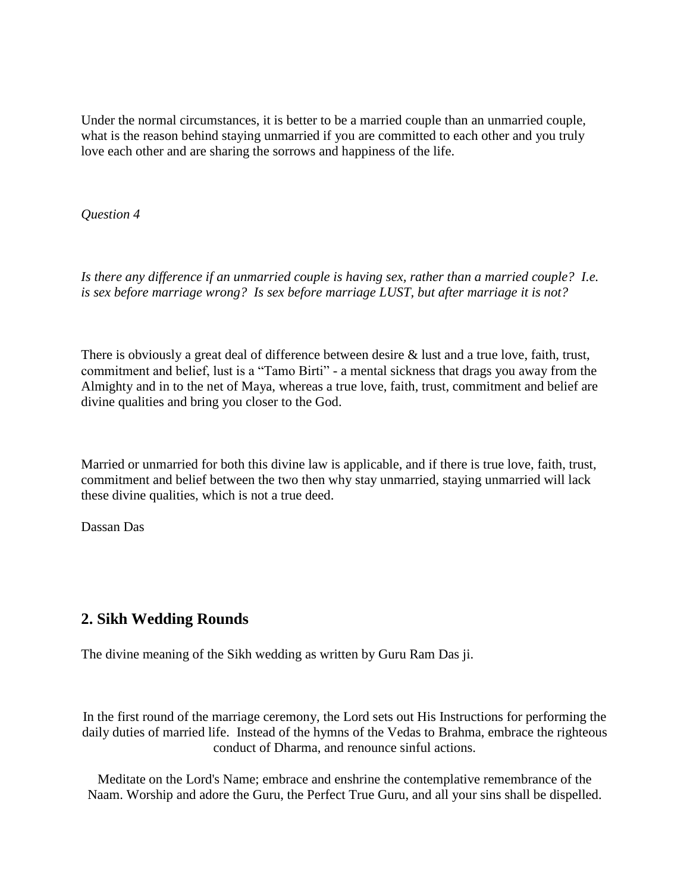Under the normal circumstances, it is better to be a married couple than an unmarried couple, what is the reason behind staying unmarried if you are committed to each other and you truly love each other and are sharing the sorrows and happiness of the life.

*Question 4*

*Is there any difference if an unmarried couple is having sex, rather than a married couple? I.e. is sex before marriage wrong? Is sex before marriage LUST, but after marriage it is not?*

There is obviously a great deal of difference between desire & lust and a true love, faith, trust, commitment and belief, lust is a "Tamo Birti" - a mental sickness that drags you away from the Almighty and in to the net of Maya, whereas a true love, faith, trust, commitment and belief are divine qualities and bring you closer to the God.

Married or unmarried for both this divine law is applicable, and if there is true love, faith, trust, commitment and belief between the two then why stay unmarried, staying unmarried will lack these divine qualities, which is not a true deed.

Dassan Das

## 2. Sikh Wedding Rounds

The divine meaning of the Sikh wedding as written by Guru Ram Das ji.

In the first round of the marriage ceremony, the Lord sets out His Instructions for performing the daily duties of married life. Instead of the hymns of the Vedas to Brahma, embrace the righteous conduct of Dharma, and renounce sinful actions.

Meditate on the Lord's Name; embrace and enshrine the contemplative remembrance of the Naam. Worship and adore the Guru, the Perfect True Guru, and all your sins shall be dispelled.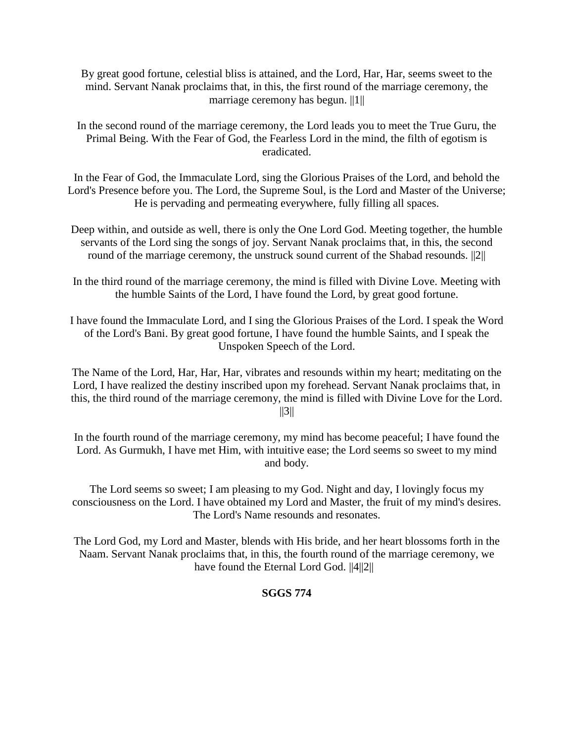By great good fortune, celestial bliss is attained, and the Lord, Har, Har, seems sweet to the mind. Servant Nanak proclaims that, in this, the first round of the marriage ceremony, the marriage ceremony has begun. ||1||

In the second round of the marriage ceremony, the Lord leads you to meet the True Guru, the Primal Being. With the Fear of God, the Fearless Lord in the mind, the filth of egotism is eradicated.

In the Fear of God, the Immaculate Lord, sing the Glorious Praises of the Lord, and behold the Lord's Presence before you. The Lord, the Supreme Soul, is the Lord and Master of the Universe; He is pervading and permeating everywhere, fully filling all spaces.

Deep within, and outside as well, there is only the One Lord God. Meeting together, the humble servants of the Lord sing the songs of joy. Servant Nanak proclaims that, in this, the second round of the marriage ceremony, the unstruck sound current of the Shabad resounds. ||2||

In the third round of the marriage ceremony, the mind is filled with Divine Love. Meeting with the humble Saints of the Lord, I have found the Lord, by great good fortune.

I have found the Immaculate Lord, and I sing the Glorious Praises of the Lord. I speak the Word of the Lord's Bani. By great good fortune, I have found the humble Saints, and I speak the Unspoken Speech of the Lord.

The Name of the Lord, Har, Har, Har, vibrates and resounds within my heart; meditating on the Lord, I have realized the destiny inscribed upon my forehead. Servant Nanak proclaims that, in this, the third round of the marriage ceremony, the mind is filled with Divine Love for the Lord. ||3||

In the fourth round of the marriage ceremony, my mind has become peaceful; I have found the Lord. As Gurmukh, I have met Him, with intuitive ease; the Lord seems so sweet to my mind and body.

The Lord seems so sweet; I am pleasing to my God. Night and day, I lovingly focus my consciousness on the Lord. I have obtained my Lord and Master, the fruit of my mind's desires. The Lord's Name resounds and resonates.

The Lord God, my Lord and Master, blends with His bride, and her heart blossoms forth in the Naam. Servant Nanak proclaims that, in this, the fourth round of the marriage ceremony, we have found the Eternal Lord God. ||4||2||

**SGGS 774**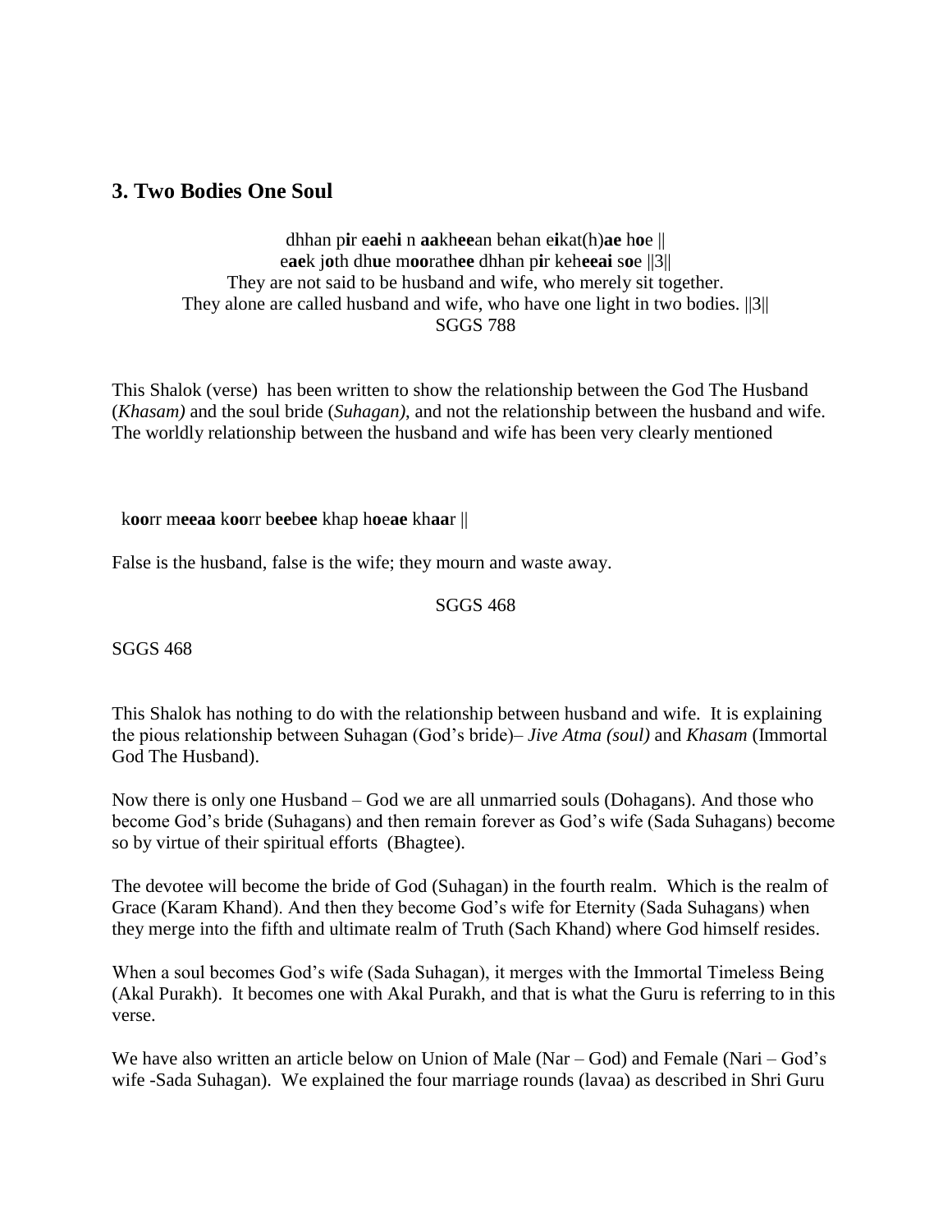## 3. Two Bodies One Soul

dhhan p**i**r e**ae**h**i** n **aa**kh**ee**an behan e**i**kat(h)**ae** h**o**e ||
e**ae**k j**o**th dh**u**e m**oo**rath**ee** dhhan p**i**r keh**eeai** s**o**e ||3||
They are not said to be husband and wife, who merely sit together.
They alone are called husband and wife, who have one light in two bodies. ||3||
SGGS 788

This Shalok (verse) has been written to show the relationship between the God The Husband (*Khasam)* and the soul bride (*Suhagan)*, and not the relationship between the husband and wife. The worldly relationship between the husband and wife has been very clearly mentioned

k**oo**rr m**eeaa** k**oo**rr b**ee**b**ee** khap h**o**e**ae** kh**aa**r ||

False is the husband, false is the wife; they mourn and waste away.

SGGS 468

SGGS 468

This Shalok has nothing to do with the relationship between husband and wife. It is explaining the pious relationship between Suhagan (God's bride)– *Jive Atma (soul)* and *Khasam* (Immortal God The Husband).

Now there is only one Husband – God we are all unmarried souls (Dohagans). And those who become God's bride (Suhagans) and then remain forever as God's wife (Sada Suhagans) become so by virtue of their spiritual efforts (Bhagtee).

The devotee will become the bride of God (Suhagan) in the fourth realm. Which is the realm of Grace (Karam Khand). And then they become God's wife for Eternity (Sada Suhagans) when they merge into the fifth and ultimate realm of Truth (Sach Khand) where God himself resides.

When a soul becomes God's wife (Sada Suhagan), it merges with the Immortal Timeless Being (Akal Purakh). It becomes one with Akal Purakh, and that is what the Guru is referring to in this verse.

We have also written an article below on Union of Male (Nar – God) and Female (Nari – God's wife -Sada Suhagan). We explained the four marriage rounds (lavaa) as described in Shri Guru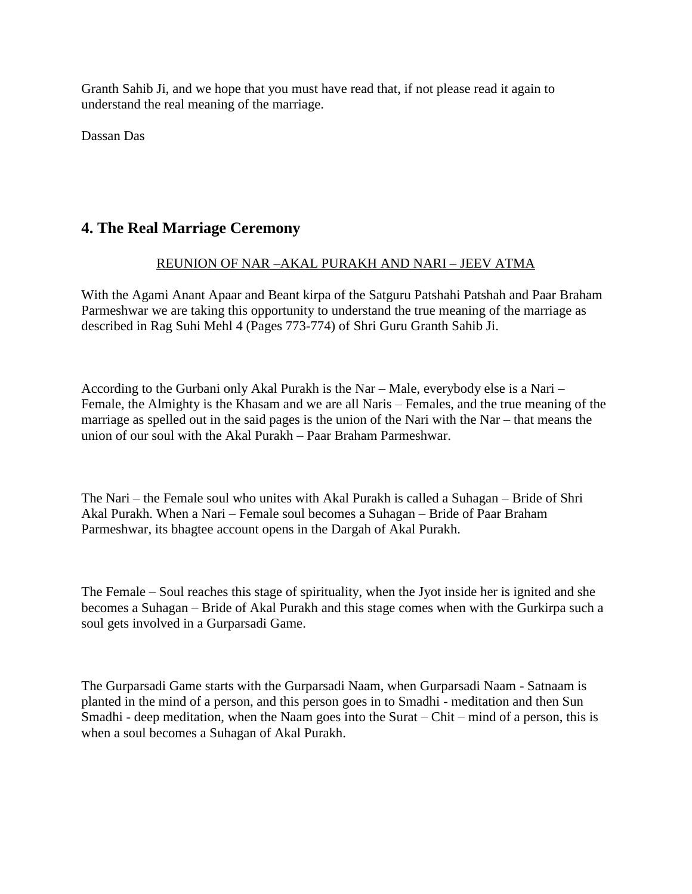Granth Sahib Ji, and we hope that you must have read that, if not please read it again to understand the real meaning of the marriage.

Dassan Das

## 4. The Real Marriage Ceremony

<u>REUNION OF NAR –AKAL PURAKH AND NARI – JEEV ATMA</u>

With the Agami Anant Apaar and Beant kirpa of the Satguru Patshahi Patshah and Paar Braham Parmeshwar we are taking this opportunity to understand the true meaning of the marriage as described in Rag Suhi Mehl 4 (Pages 773-774) of Shri Guru Granth Sahib Ji.

According to the Gurbani only Akal Purakh is the Nar – Male, everybody else is a Nari – Female, the Almighty is the Khasam and we are all Naris – Females, and the true meaning of the marriage as spelled out in the said pages is the union of the Nari with the Nar – that means the union of our soul with the Akal Purakh – Paar Braham Parmeshwar.

The Nari – the Female soul who unites with Akal Purakh is called a Suhagan – Bride of Shri Akal Purakh. When a Nari – Female soul becomes a Suhagan – Bride of Paar Braham Parmeshwar, its bhagtee account opens in the Dargah of Akal Purakh.

The Female – Soul reaches this stage of spirituality, when the Jyot inside her is ignited and she becomes a Suhagan – Bride of Akal Purakh and this stage comes when with the Gurkirpa such a soul gets involved in a Gurparsadi Game.

The Gurparsadi Game starts with the Gurparsadi Naam, when Gurparsadi Naam - Satnaam is planted in the mind of a person, and this person goes in to Smadhi - meditation and then Sun Smadhi - deep meditation, when the Naam goes into the Surat – Chit – mind of a person, this is when a soul becomes a Suhagan of Akal Purakh.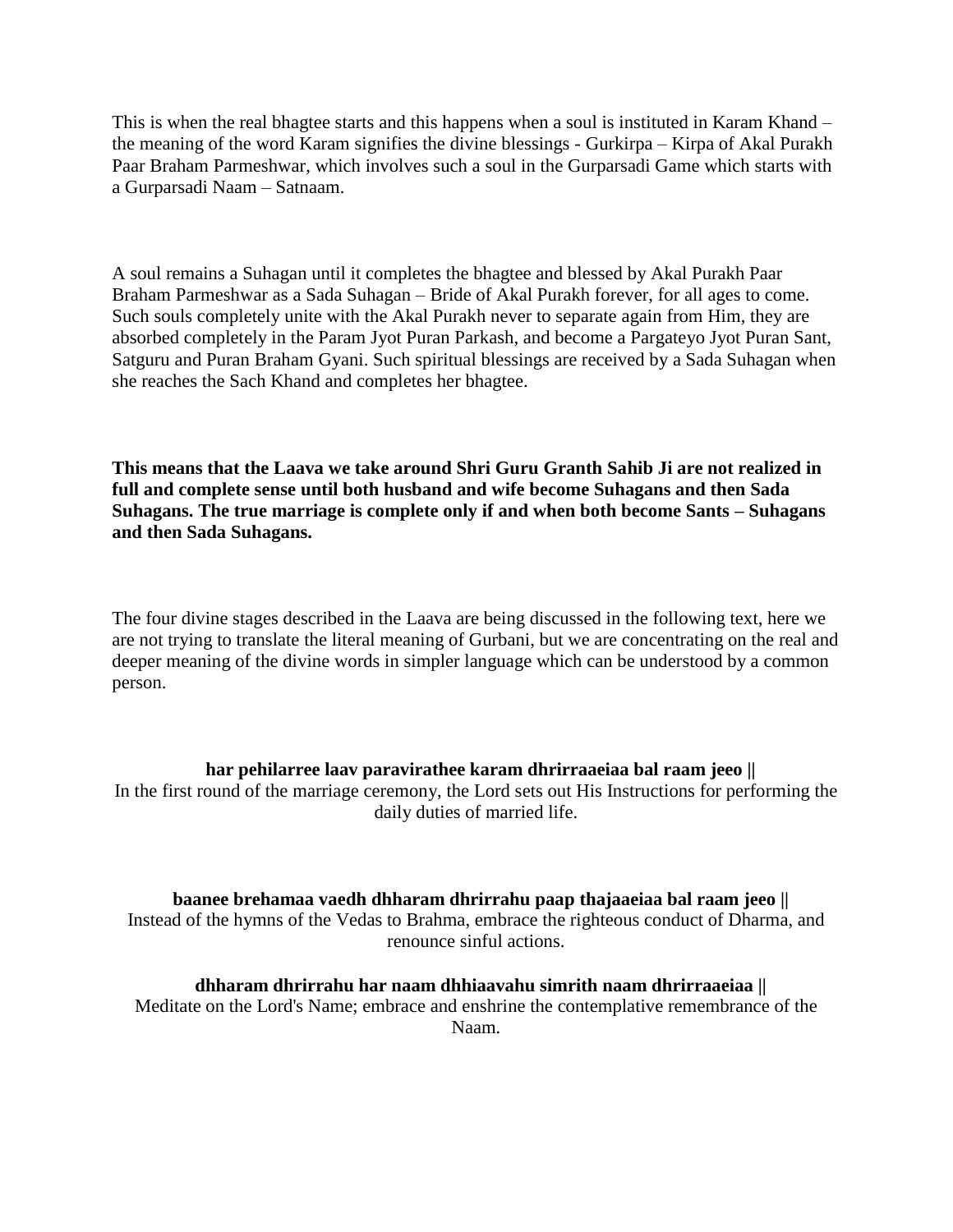This is when the real bhagtee starts and this happens when a soul is instituted in Karam Khand – the meaning of the word Karam signifies the divine blessings - Gurkirpa – Kirpa of Akal Purakh Paar Braham Parmeshwar, which involves such a soul in the Gurparsadi Game which starts with a Gurparsadi Naam – Satnaam.

A soul remains a Suhagan until it completes the bhagtee and blessed by Akal Purakh Paar Braham Parmeshwar as a Sada Suhagan – Bride of Akal Purakh forever, for all ages to come. Such souls completely unite with the Akal Purakh never to separate again from Him, they are absorbed completely in the Param Jyot Puran Parkash, and become a Pargateyo Jyot Puran Sant, Satguru and Puran Braham Gyani. Such spiritual blessings are received by a Sada Suhagan when she reaches the Sach Khand and completes her bhagtee.

**This means that the Laava we take around Shri Guru Granth Sahib Ji are not realized in full and complete sense until both husband and wife become Suhagans and then Sada Suhagans. The true marriage is complete only if and when both become Sants – Suhagans and then Sada Suhagans.**

The four divine stages described in the Laava are being discussed in the following text, here we are not trying to translate the literal meaning of Gurbani, but we are concentrating on the real and deeper meaning of the divine words in simpler language which can be understood by a common person.

**har pehilarree laav paravirathee karam dhrirraaeiaa bal raam jeeo ||**
In the first round of the marriage ceremony, the Lord sets out His Instructions for performing the daily duties of married life.

**baanee brehamaa vaedh dhharam dhrirrahu paap thajaaeiaa bal raam jeeo ||**
Instead of the hymns of the Vedas to Brahma, embrace the righteous conduct of Dharma, and renounce sinful actions.

**dhharam dhrirrahu har naam dhhiaavahu simrith naam dhrirraaeiaa ||**
Meditate on the Lord's Name; embrace and enshrine the contemplative remembrance of the Naam.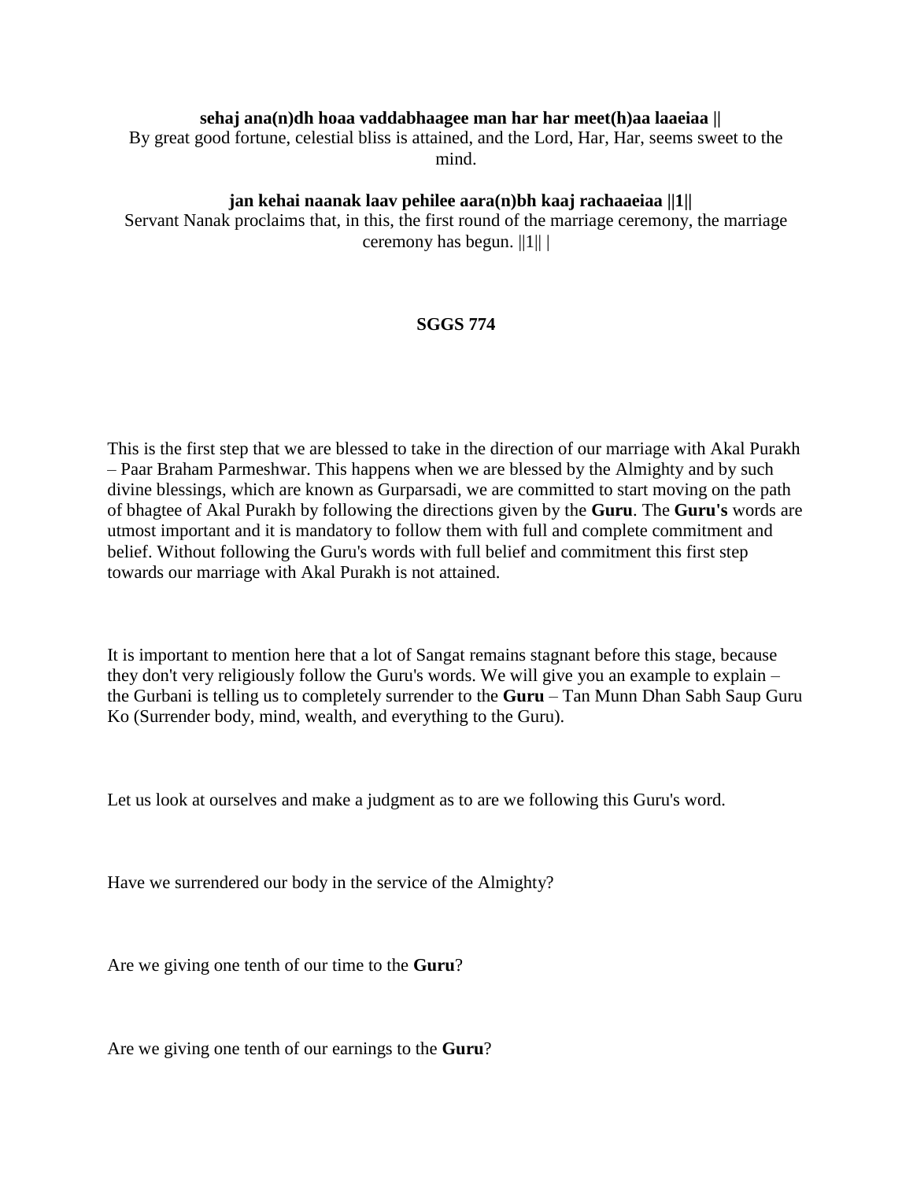**sehaj ana(n)dh hoaa vaddabhaagee man har har meet(h)aa laaeiaa ||**

By great good fortune, celestial bliss is attained, and the Lord, Har, Har, seems sweet to the mind.

**jan kehai naanak laav pehilee aara(n)bh kaaj rachaaeiaa ||1||**

Servant Nanak proclaims that, in this, the first round of the marriage ceremony, the marriage ceremony has begun. ||1|| |

**SGGS 774**

This is the first step that we are blessed to take in the direction of our marriage with Akal Purakh – Paar Braham Parmeshwar. This happens when we are blessed by the Almighty and by such divine blessings, which are known as Gurparsadi, we are committed to start moving on the path of bhagtee of Akal Purakh by following the directions given by the **Guru**. The **Guru's** words are utmost important and it is mandatory to follow them with full and complete commitment and belief. Without following the Guru's words with full belief and commitment this first step towards our marriage with Akal Purakh is not attained.

It is important to mention here that a lot of Sangat remains stagnant before this stage, because they don't very religiously follow the Guru's words. We will give you an example to explain – the Gurbani is telling us to completely surrender to the **Guru** – Tan Munn Dhan Sabh Saup Guru Ko (Surrender body, mind, wealth, and everything to the Guru).

Let us look at ourselves and make a judgment as to are we following this Guru's word.

Have we surrendered our body in the service of the Almighty?

Are we giving one tenth of our time to the **Guru**?

Are we giving one tenth of our earnings to the **Guru**?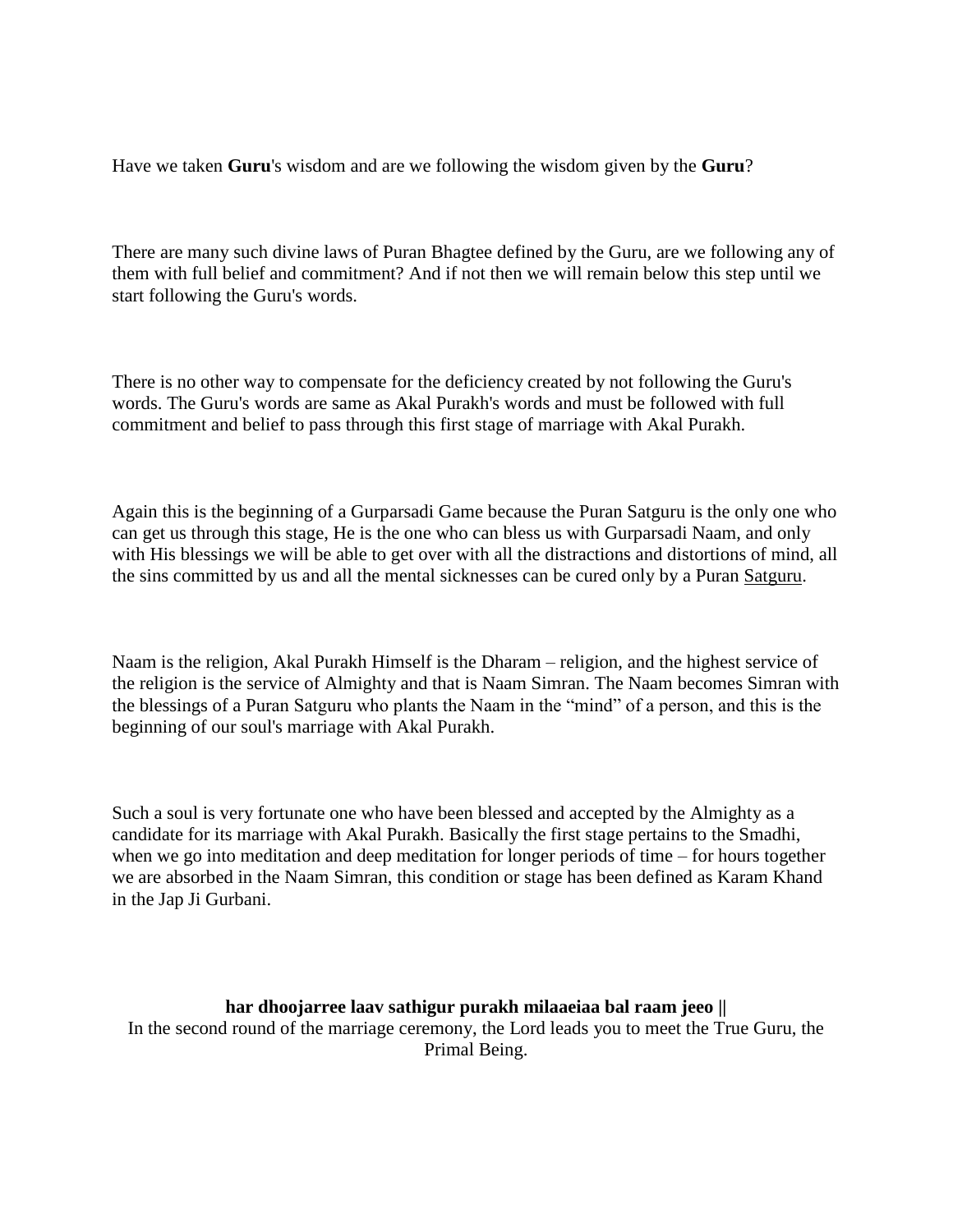Have we taken **Guru**'s wisdom and are we following the wisdom given by the **Guru**?

There are many such divine laws of Puran Bhagtee defined by the Guru, are we following any of them with full belief and commitment? And if not then we will remain below this step until we start following the Guru's words.

There is no other way to compensate for the deficiency created by not following the Guru's words. The Guru's words are same as Akal Purakh's words and must be followed with full commitment and belief to pass through this first stage of marriage with Akal Purakh.

Again this is the beginning of a Gurparsadi Game because the Puran Satguru is the only one who can get us through this stage, He is the one who can bless us with Gurparsadi Naam, and only with His blessings we will be able to get over with all the distractions and distortions of mind, all the sins committed by us and all the mental sicknesses can be cured only by a Puran Satguru.

Naam is the religion, Akal Purakh Himself is the Dharam – religion, and the highest service of the religion is the service of Almighty and that is Naam Simran. The Naam becomes Simran with the blessings of a Puran Satguru who plants the Naam in the "mind" of a person, and this is the beginning of our soul's marriage with Akal Purakh.

Such a soul is very fortunate one who have been blessed and accepted by the Almighty as a candidate for its marriage with Akal Purakh. Basically the first stage pertains to the Smadhi, when we go into meditation and deep meditation for longer periods of time – for hours together we are absorbed in the Naam Simran, this condition or stage has been defined as Karam Khand in the Jap Ji Gurbani.

**har dhoojarree laav sathigur purakh milaaeiaa bal raam jeeo ||**
In the second round of the marriage ceremony, the Lord leads you to meet the True Guru, the Primal Being.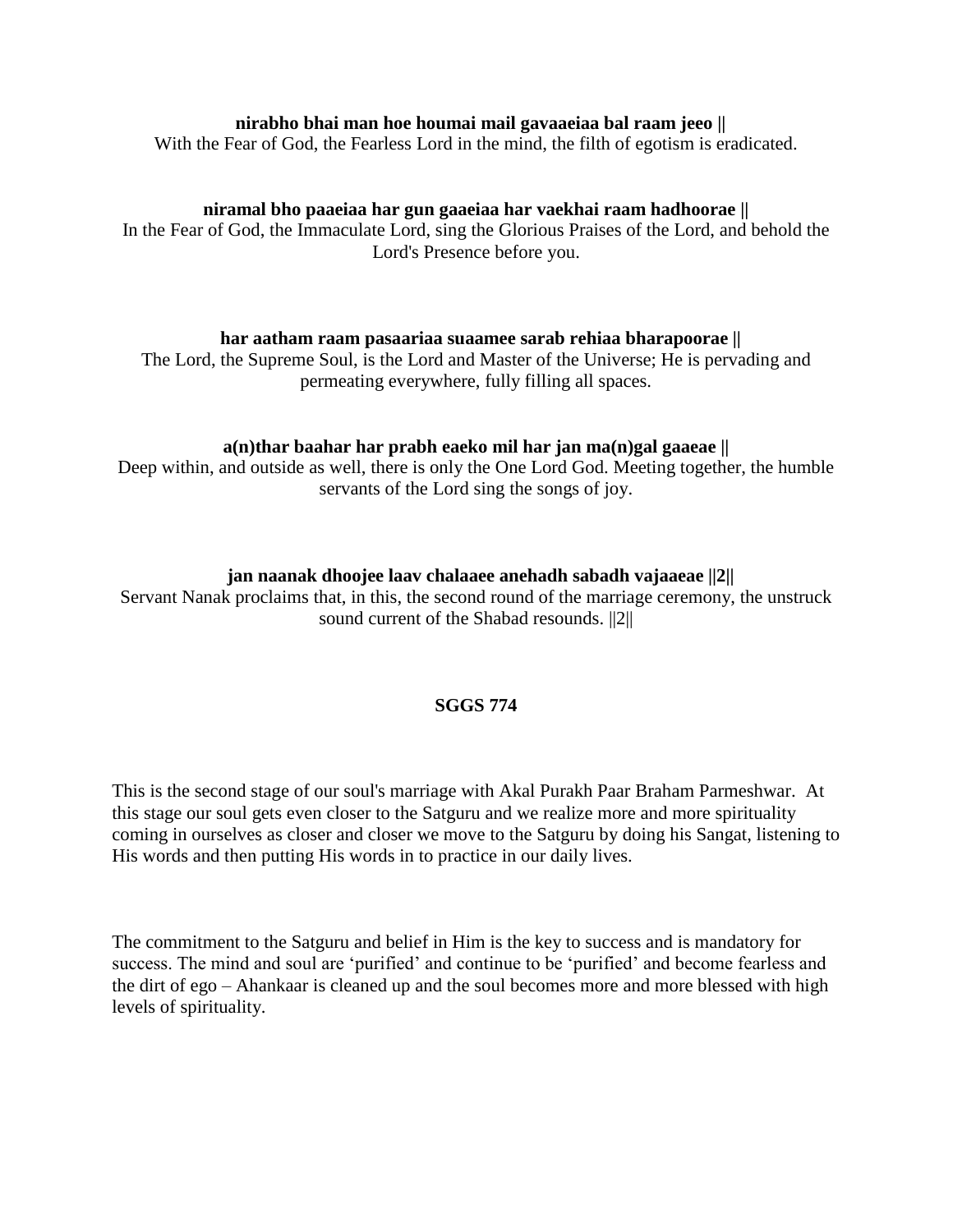**nirabho bhai man hoe houmai mail gavaaeiaa bal raam jeeo ||**

With the Fear of God, the Fearless Lord in the mind, the filth of egotism is eradicated.

**niramal bho paaeiaa har gun gaaeiaa har vaekhai raam hadhoorae ||**

In the Fear of God, the Immaculate Lord, sing the Glorious Praises of the Lord, and behold the Lord's Presence before you.

**har aatham raam pasaariaa suaamee sarab rehiaa bharapoorae ||**

The Lord, the Supreme Soul, is the Lord and Master of the Universe; He is pervading and permeating everywhere, fully filling all spaces.

**a(n)thar baahar har prabh eaeko mil har jan ma(n)gal gaaeae ||**

Deep within, and outside as well, there is only the One Lord God. Meeting together, the humble servants of the Lord sing the songs of joy.

**jan naanak dhoojee laav chalaaee anehadh sabadh vajaaeae ||2||**

Servant Nanak proclaims that, in this, the second round of the marriage ceremony, the unstruck sound current of the Shabad resounds. ||2||

**SGGS 774**

This is the second stage of our soul's marriage with Akal Purakh Paar Braham Parmeshwar. At this stage our soul gets even closer to the Satguru and we realize more and more spirituality coming in ourselves as closer and closer we move to the Satguru by doing his Sangat, listening to His words and then putting His words in to practice in our daily lives.

The commitment to the Satguru and belief in Him is the key to success and is mandatory for success. The mind and soul are 'purified' and continue to be 'purified' and become fearless and the dirt of ego – Ahankaar is cleaned up and the soul becomes more and more blessed with high levels of spirituality.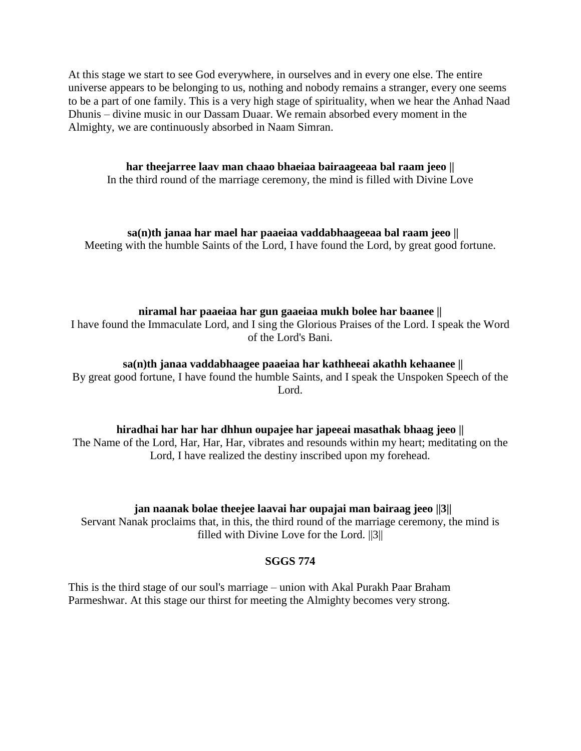At this stage we start to see God everywhere, in ourselves and in every one else. The entire universe appears to be belonging to us, nothing and nobody remains a stranger, every one seems to be a part of one family. This is a very high stage of spirituality, when we hear the Anhad Naad Dhunis – divine music in our Dassam Duaar. We remain absorbed every moment in the Almighty, we are continuously absorbed in Naam Simran.

**har theejarree laav man chaao bhaeiaa bairaageeaa bal raam jeeo ||**
In the third round of the marriage ceremony, the mind is filled with Divine Love

**sa(n)th janaa har mael har paaeiaa vaddabhaageeaa bal raam jeeo ||**
Meeting with the humble Saints of the Lord, I have found the Lord, by great good fortune.

**niramal har paaeiaa har gun gaaeiaa mukh bolee har baanee ||**
I have found the Immaculate Lord, and I sing the Glorious Praises of the Lord. I speak the Word of the Lord's Bani.

**sa(n)th janaa vaddabhaagee paaeiaa har kathheeai akathh kehaanee ||**
By great good fortune, I have found the humble Saints, and I speak the Unspoken Speech of the Lord.

**hiradhai har har har dhhun oupajee har japeeai masathak bhaag jeeo ||**
The Name of the Lord, Har, Har, Har, vibrates and resounds within my heart; meditating on the Lord, I have realized the destiny inscribed upon my forehead.

**jan naanak bolae theejee laavai har oupajai man bairaag jeeo ||3||**
Servant Nanak proclaims that, in this, the third round of the marriage ceremony, the mind is filled with Divine Love for the Lord. ||3||

**SGGS 774**

This is the third stage of our soul's marriage – union with Akal Purakh Paar Braham Parmeshwar. At this stage our thirst for meeting the Almighty becomes very strong.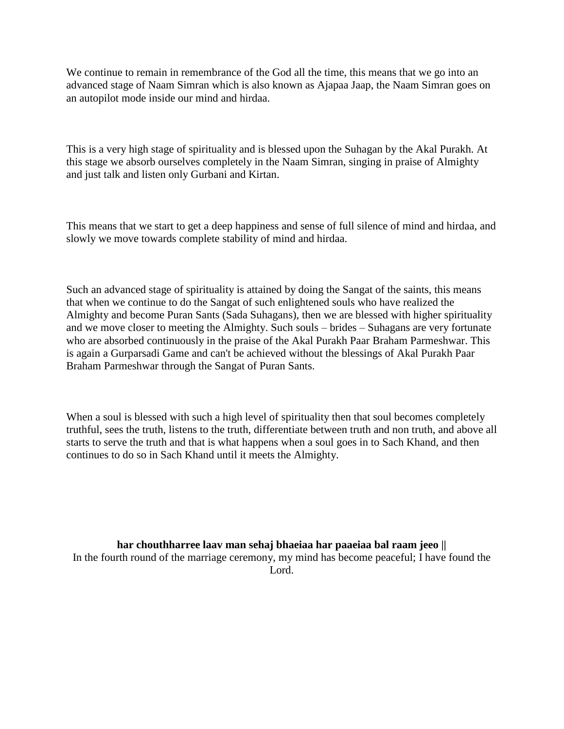We continue to remain in remembrance of the God all the time, this means that we go into an advanced stage of Naam Simran which is also known as Ajapaa Jaap, the Naam Simran goes on an autopilot mode inside our mind and hirdaa.

This is a very high stage of spirituality and is blessed upon the Suhagan by the Akal Purakh. At this stage we absorb ourselves completely in the Naam Simran, singing in praise of Almighty and just talk and listen only Gurbani and Kirtan.

This means that we start to get a deep happiness and sense of full silence of mind and hirdaa, and slowly we move towards complete stability of mind and hirdaa.

Such an advanced stage of spirituality is attained by doing the Sangat of the saints, this means that when we continue to do the Sangat of such enlightened souls who have realized the Almighty and become Puran Sants (Sada Suhagans), then we are blessed with higher spirituality and we move closer to meeting the Almighty. Such souls – brides – Suhagans are very fortunate who are absorbed continuously in the praise of the Akal Purakh Paar Braham Parmeshwar. This is again a Gurparsadi Game and can't be achieved without the blessings of Akal Purakh Paar Braham Parmeshwar through the Sangat of Puran Sants.

When a soul is blessed with such a high level of spirituality then that soul becomes completely truthful, sees the truth, listens to the truth, differentiate between truth and non truth, and above all starts to serve the truth and that is what happens when a soul goes in to Sach Khand, and then continues to do so in Sach Khand until it meets the Almighty.

**har chouthharree laav man sehaj bhaeiaa har paaeiaa bal raam jeeo ||**
In the fourth round of the marriage ceremony, my mind has become peaceful; I have found the Lord.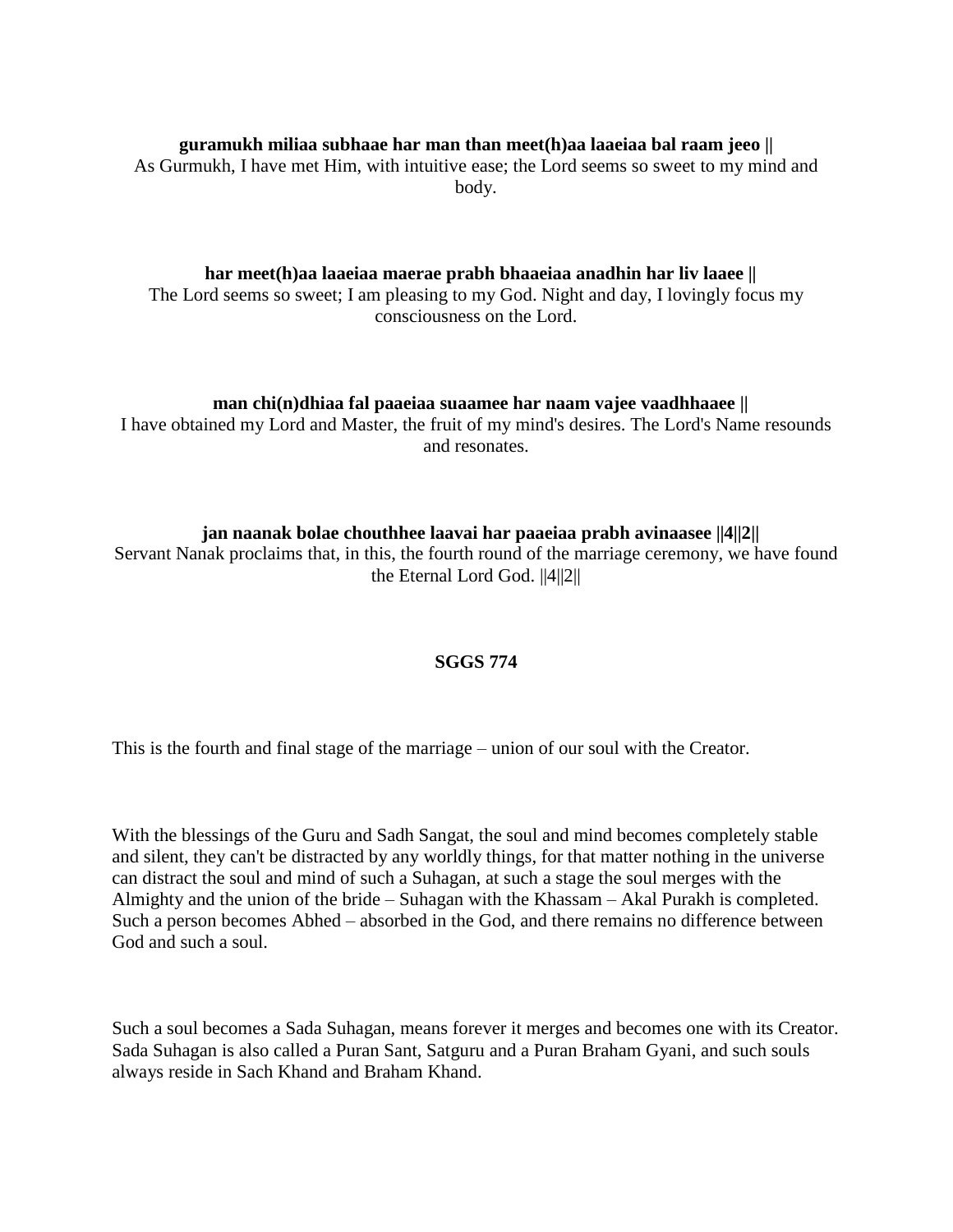**guramukh miliaa subhaae har man than meet(h)aa laaeiaa bal raam jeeo ||**
As Gurmukh, I have met Him, with intuitive ease; the Lord seems so sweet to my mind and body.

**har meet(h)aa laaeiaa maerae prabh bhaaeiaa anadhin har liv laaee ||**
The Lord seems so sweet; I am pleasing to my God. Night and day, I lovingly focus my consciousness on the Lord.

**man chi(n)dhiaa fal paaeiaa suaamee har naam vajee vaadhhaaee ||**
I have obtained my Lord and Master, the fruit of my mind's desires. The Lord's Name resounds and resonates.

**jan naanak bolae chouthhee laavai har paaeiaa prabh avinaasee ||4||2||**
Servant Nanak proclaims that, in this, the fourth round of the marriage ceremony, we have found the Eternal Lord God. ||4||2||

**SGGS 774**

This is the fourth and final stage of the marriage – union of our soul with the Creator.

With the blessings of the Guru and Sadh Sangat, the soul and mind becomes completely stable and silent, they can't be distracted by any worldly things, for that matter nothing in the universe can distract the soul and mind of such a Suhagan, at such a stage the soul merges with the Almighty and the union of the bride – Suhagan with the Khassam – Akal Purakh is completed. Such a person becomes Abhed – absorbed in the God, and there remains no difference between God and such a soul.

Such a soul becomes a Sada Suhagan, means forever it merges and becomes one with its Creator. Sada Suhagan is also called a Puran Sant, Satguru and a Puran Braham Gyani, and such souls always reside in Sach Khand and Braham Khand.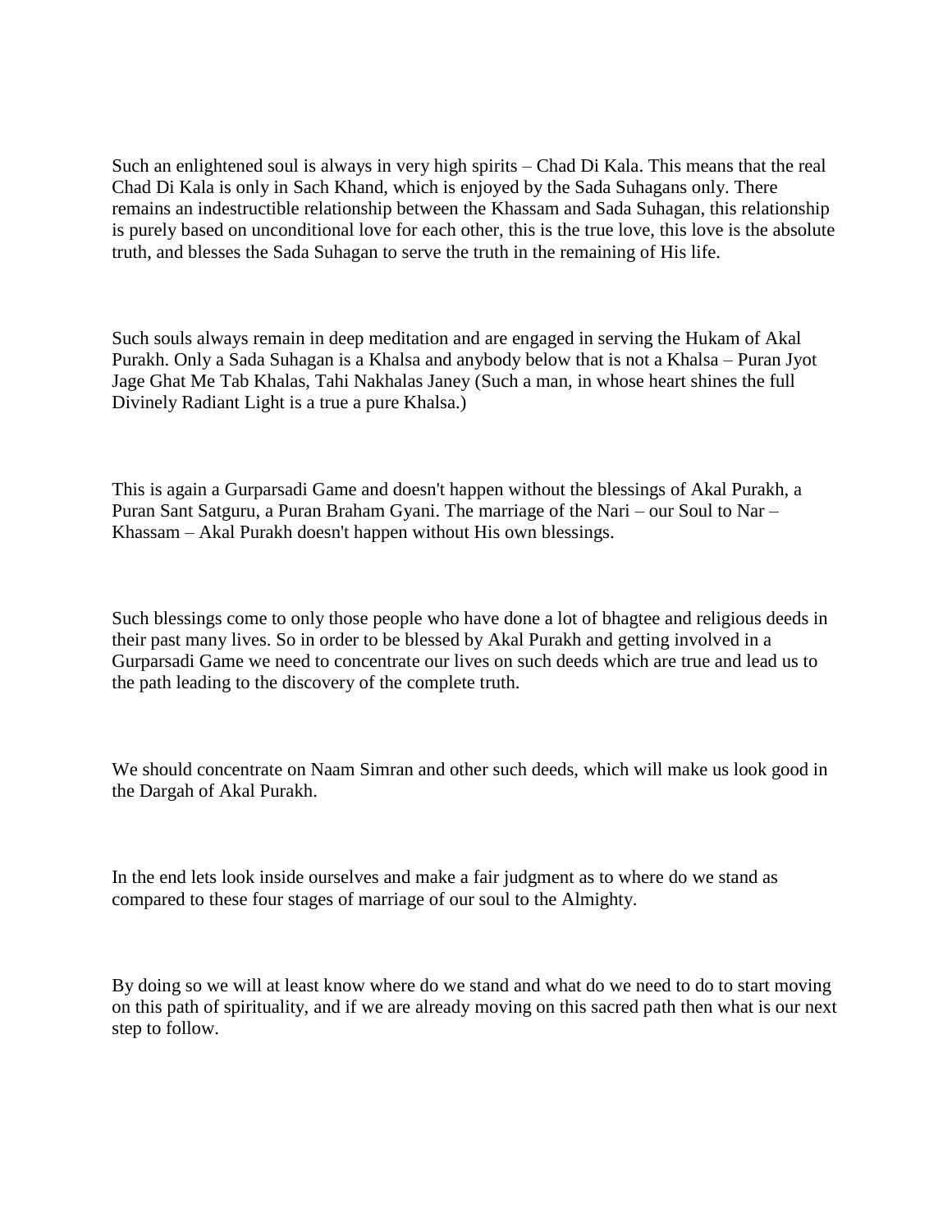Such an enlightened soul is always in very high spirits – Chad Di Kala. This means that the real Chad Di Kala is only in Sach Khand, which is enjoyed by the Sada Suhagans only. There remains an indestructible relationship between the Khassam and Sada Suhagan, this relationship is purely based on unconditional love for each other, this is the true love, this love is the absolute truth, and blesses the Sada Suhagan to serve the truth in the remaining of His life.

Such souls always remain in deep meditation and are engaged in serving the Hukam of Akal Purakh. Only a Sada Suhagan is a Khalsa and anybody below that is not a Khalsa – Puran Jyot Jage Ghat Me Tab Khalas, Tahi Nakhalas Janey (Such a man, in whose heart shines the full Divinely Radiant Light is a true a pure Khalsa.)

This is again a Gurparsadi Game and doesn't happen without the blessings of Akal Purakh, a Puran Sant Satguru, a Puran Braham Gyani. The marriage of the Nari – our Soul to Nar – Khassam – Akal Purakh doesn't happen without His own blessings.

Such blessings come to only those people who have done a lot of bhagtee and religious deeds in their past many lives. So in order to be blessed by Akal Purakh and getting involved in a Gurparsadi Game we need to concentrate our lives on such deeds which are true and lead us to the path leading to the discovery of the complete truth.

We should concentrate on Naam Simran and other such deeds, which will make us look good in the Dargah of Akal Purakh.

In the end lets look inside ourselves and make a fair judgment as to where do we stand as compared to these four stages of marriage of our soul to the Almighty.

By doing so we will at least know where do we stand and what do we need to do to start moving on this path of spirituality, and if we are already moving on this sacred path then what is our next step to follow.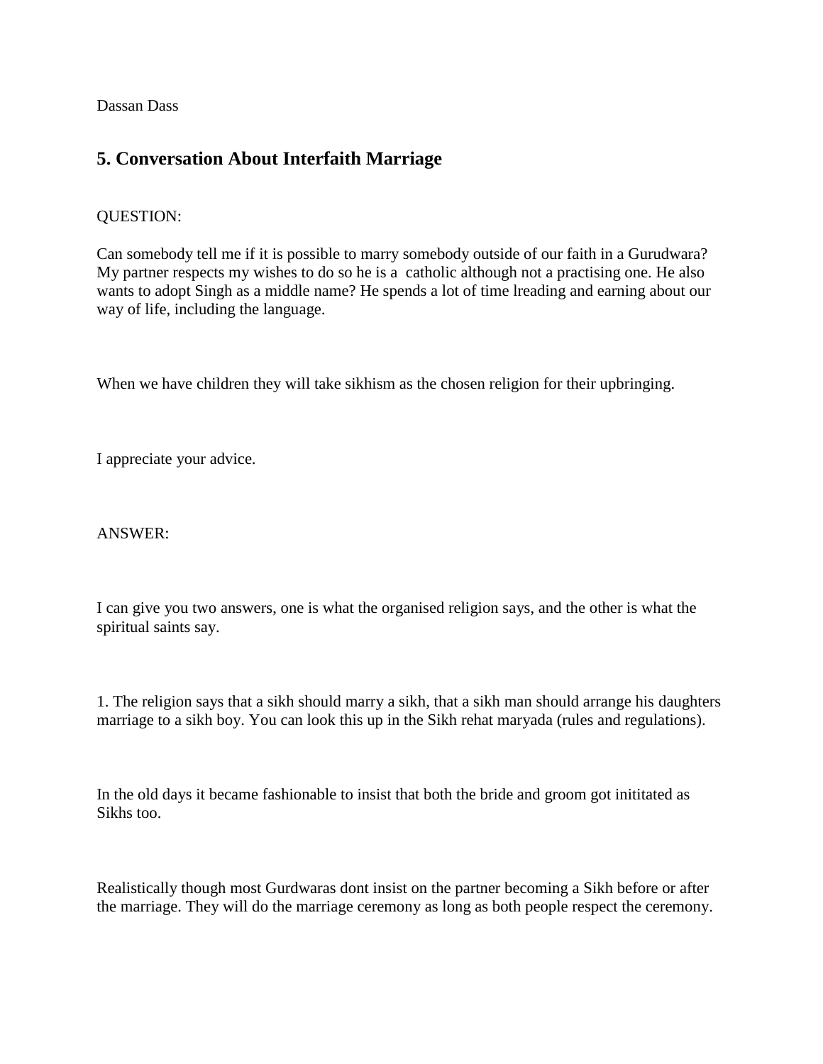Dassan Dass

## 5. Conversation About Interfaith Marriage

QUESTION:

Can somebody tell me if it is possible to marry somebody outside of our faith in a Gurudwara? My partner respects my wishes to do so he is a catholic although not a practising one. He also wants to adopt Singh as a middle name? He spends a lot of time lreading and earning about our way of life, including the language.

When we have children they will take sikhism as the chosen religion for their upbringing.

I appreciate your advice.

ANSWER:

I can give you two answers, one is what the organised religion says, and the other is what the spiritual saints say.

1. The religion says that a sikh should marry a sikh, that a sikh man should arrange his daughters marriage to a sikh boy. You can look this up in the Sikh rehat maryada (rules and regulations).

In the old days it became fashionable to insist that both the bride and groom got inititated as Sikhs too.

Realistically though most Gurdwaras dont insist on the partner becoming a Sikh before or after the marriage. They will do the marriage ceremony as long as both people respect the ceremony.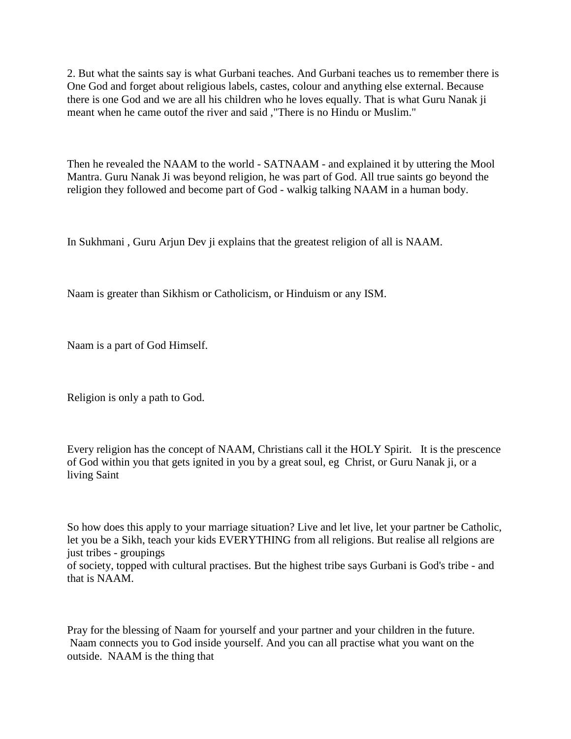2. But what the saints say is what Gurbani teaches. And Gurbani teaches us to remember there is One God and forget about religious labels, castes, colour and anything else external. Because there is one God and we are all his children who he loves equally. That is what Guru Nanak ji meant when he came outof the river and said ,"There is no Hindu or Muslim."

Then he revealed the NAAM to the world - SATNAAM - and explained it by uttering the Mool Mantra. Guru Nanak Ji was beyond religion, he was part of God. All true saints go beyond the religion they followed and become part of God - walkig talking NAAM in a human body.

In Sukhmani , Guru Arjun Dev ji explains that the greatest religion of all is NAAM.

Naam is greater than Sikhism or Catholicism, or Hinduism or any ISM.

Naam is a part of God Himself.

Religion is only a path to God.

Every religion has the concept of NAAM, Christians call it the HOLY Spirit.   It is the prescence of God within you that gets ignited in you by a great soul, eg  Christ, or Guru Nanak ji, or a living Saint

So how does this apply to your marriage situation? Live and let live, let your partner be Catholic, let you be a Sikh, teach your kids EVERYTHING from all religions. But realise all relgions are just tribes - groupings
of society, topped with cultural practises. But the highest tribe says Gurbani is God's tribe - and that is NAAM.

Pray for the blessing of Naam for yourself and your partner and your children in the future.
Naam connects you to God inside yourself. And you can all practise what you want on the outside.  NAAM is the thing that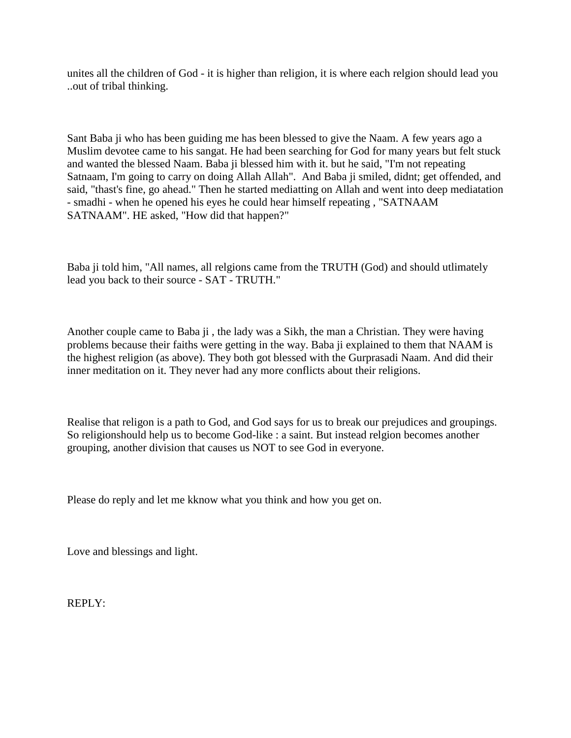unites all the children of God - it is higher than religion, it is where each relgion should lead you ..out of tribal thinking.

Sant Baba ji who has been guiding me has been blessed to give the Naam. A few years ago a Muslim devotee came to his sangat. He had been searching for God for many years but felt stuck and wanted the blessed Naam. Baba ji blessed him with it. but he said, "I'm not repeating Satnaam, I'm going to carry on doing Allah Allah". And Baba ji smiled, didnt; get offended, and said, "thast's fine, go ahead." Then he started mediatting on Allah and went into deep mediatation - smadhi - when he opened his eyes he could hear himself repeating , "SATNAAM SATNAAM". HE asked, "How did that happen?"

Baba ji told him, "All names, all relgions came from the TRUTH (God) and should utlimately lead you back to their source - SAT - TRUTH."

Another couple came to Baba ji , the lady was a Sikh, the man a Christian. They were having problems because their faiths were getting in the way. Baba ji explained to them that NAAM is the highest religion (as above). They both got blessed with the Gurprasadi Naam. And did their inner meditation on it. They never had any more conflicts about their religions.

Realise that religon is a path to God, and God says for us to break our prejudices and groupings. So religionshould help us to become God-like : a saint. But instead relgion becomes another grouping, another division that causes us NOT to see God in everyone.

Please do reply and let me kknow what you think and how you get on.

Love and blessings and light.

REPLY: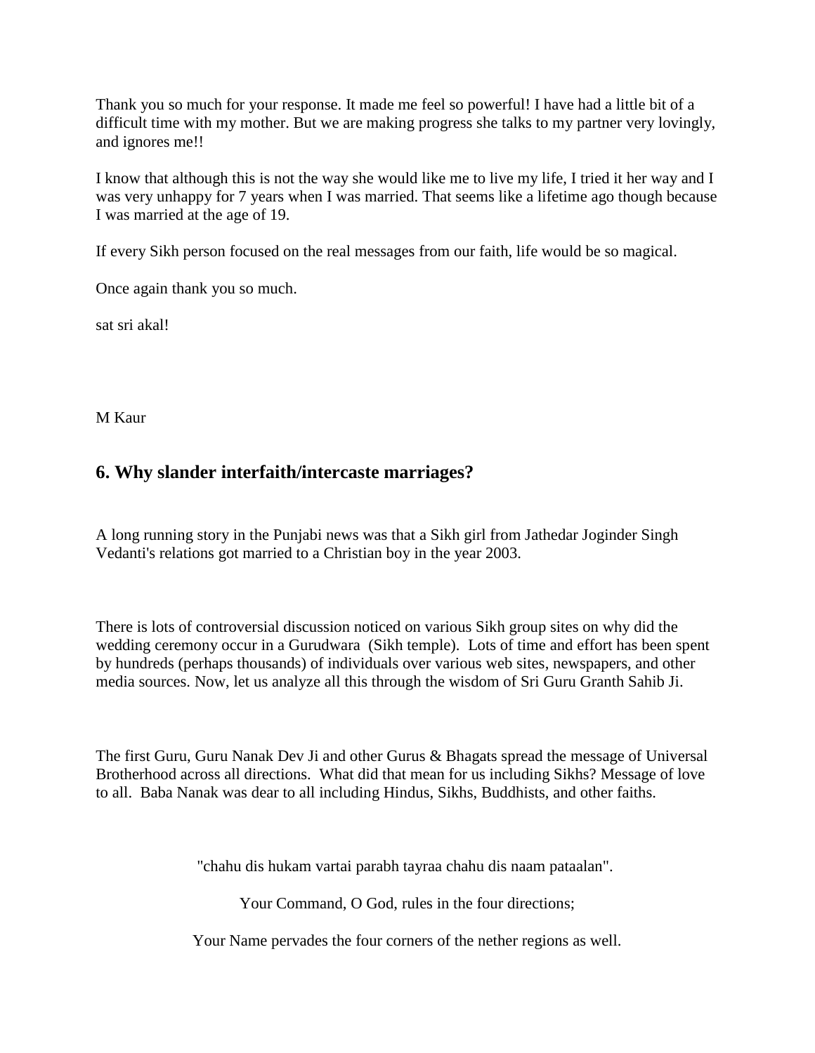Thank you so much for your response. It made me feel so powerful! I have had a little bit of a difficult time with my mother. But we are making progress she talks to my partner very lovingly, and ignores me!!

I know that although this is not the way she would like me to live my life, I tried it her way and I was very unhappy for 7 years when I was married. That seems like a lifetime ago though because I was married at the age of 19.

If every Sikh person focused on the real messages from our faith, life would be so magical.

Once again thank you so much.

sat sri akal!

M Kaur

## 6. Why slander interfaith/intercaste marriages?

A long running story in the Punjabi news was that a Sikh girl from Jathedar Joginder Singh Vedanti's relations got married to a Christian boy in the year 2003.

There is lots of controversial discussion noticed on various Sikh group sites on why did the wedding ceremony occur in a Gurudwara (Sikh temple). Lots of time and effort has been spent by hundreds (perhaps thousands) of individuals over various web sites, newspapers, and other media sources. Now, let us analyze all this through the wisdom of Sri Guru Granth Sahib Ji.

The first Guru, Guru Nanak Dev Ji and other Gurus & Bhagats spread the message of Universal Brotherhood across all directions. What did that mean for us including Sikhs? Message of love to all. Baba Nanak was dear to all including Hindus, Sikhs, Buddhists, and other faiths.

"chahu dis hukam vartai parabh tayraa chahu dis naam pataalan".

Your Command, O God, rules in the four directions;

Your Name pervades the four corners of the nether regions as well.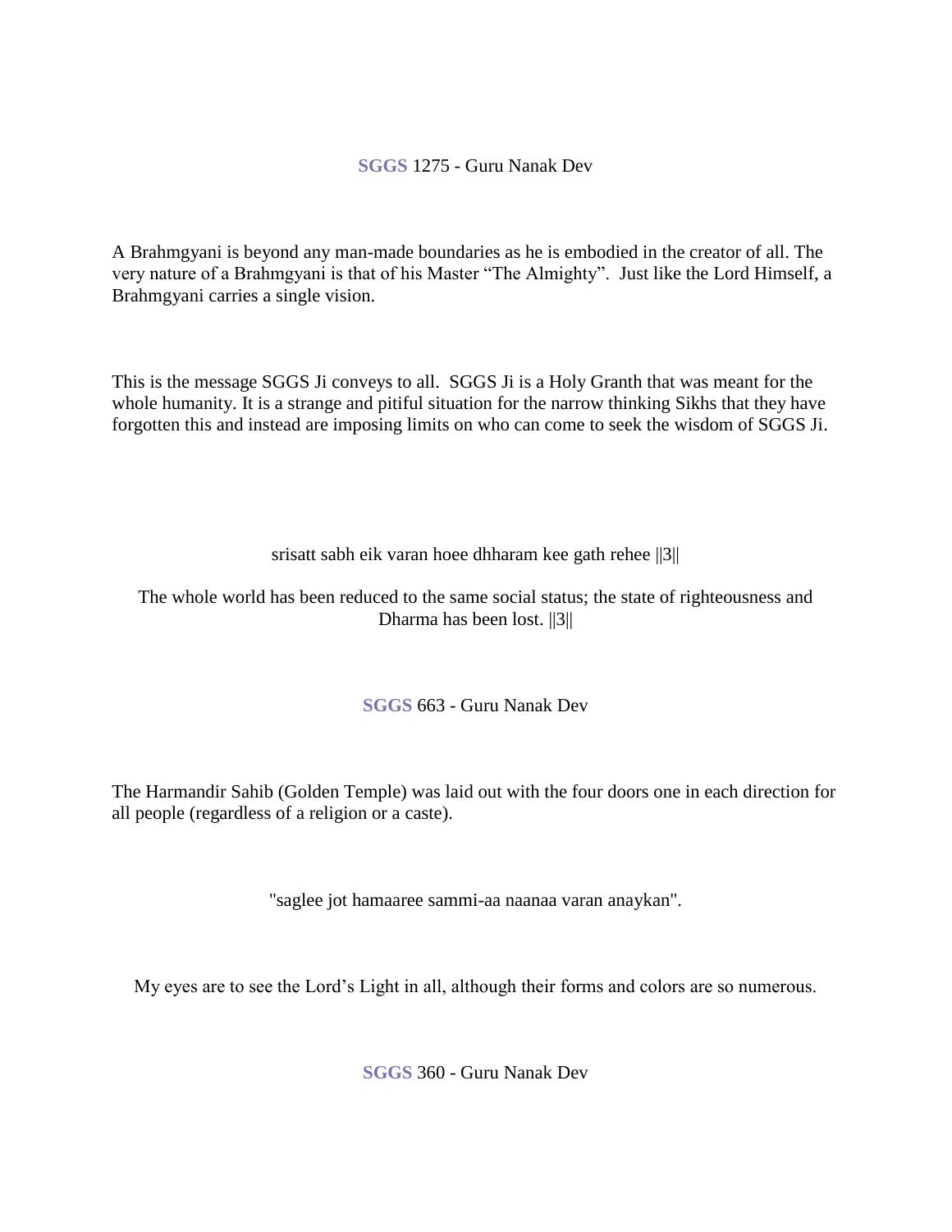**SGGS** 1275 - Guru Nanak Dev

A Brahmgyani is beyond any man-made boundaries as he is embodied in the creator of all. The very nature of a Brahmgyani is that of his Master "The Almighty". Just like the Lord Himself, a Brahmgyani carries a single vision.

This is the message SGGS Ji conveys to all. SGGS Ji is a Holy Granth that was meant for the whole humanity. It is a strange and pitiful situation for the narrow thinking Sikhs that they have forgotten this and instead are imposing limits on who can come to seek the wisdom of SGGS Ji.

srisatt sabh eik varan hoee dhharam kee gath rehee ||3||

The whole world has been reduced to the same social status; the state of righteousness and Dharma has been lost. ||3||

**SGGS** 663 - Guru Nanak Dev

The Harmandir Sahib (Golden Temple) was laid out with the four doors one in each direction for all people (regardless of a religion or a caste).

"saglee jot hamaaree sammi-aa naanaa varan anaykan".

My eyes are to see the Lord's Light in all, although their forms and colors are so numerous.

**SGGS** 360 - Guru Nanak Dev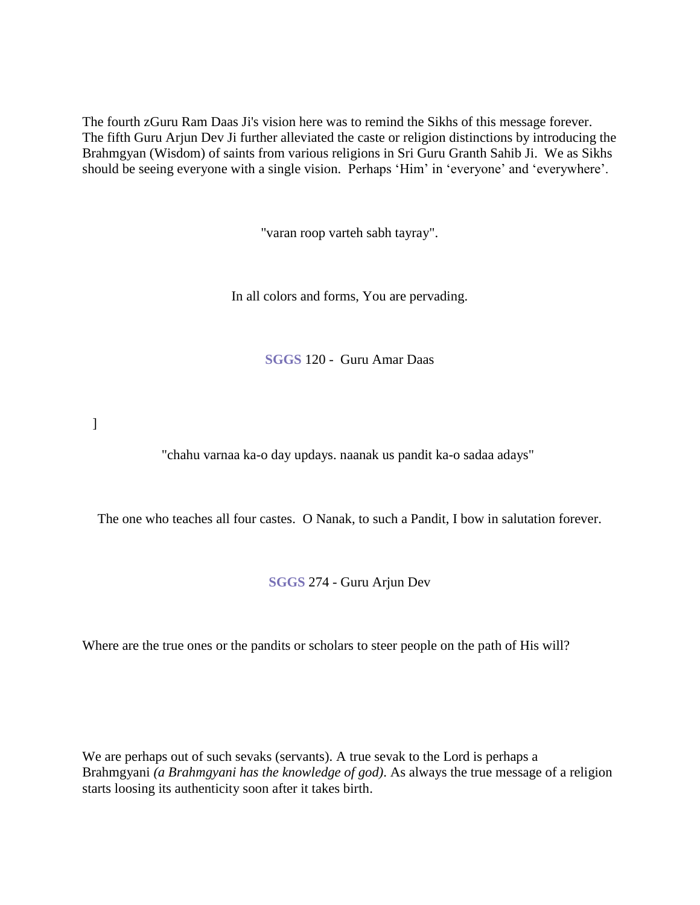The fourth zGuru Ram Daas Ji's vision here was to remind the Sikhs of this message forever. The fifth Guru Arjun Dev Ji further alleviated the caste or religion distinctions by introducing the Brahmgyan (Wisdom) of saints from various religions in Sri Guru Granth Sahib Ji. We as Sikhs should be seeing everyone with a single vision. Perhaps 'Him' in 'everyone' and 'everywhere'.

"varan roop varteh sabh tayray".

In all colors and forms, You are pervading.

**SGGS** 120 - Guru Amar Daas

]

"chahu varnaa ka-o day updays. naanak us pandit ka-o sadaa adays"

The one who teaches all four castes. O Nanak, to such a Pandit, I bow in salutation forever.

**SGGS** 274 - Guru Arjun Dev

Where are the true ones or the pandits or scholars to steer people on the path of His will?

We are perhaps out of such sevaks (servants). A true sevak to the Lord is perhaps a Brahmgyani *(a Brahmgyani has the knowledge of god)*. As always the true message of a religion starts loosing its authenticity soon after it takes birth.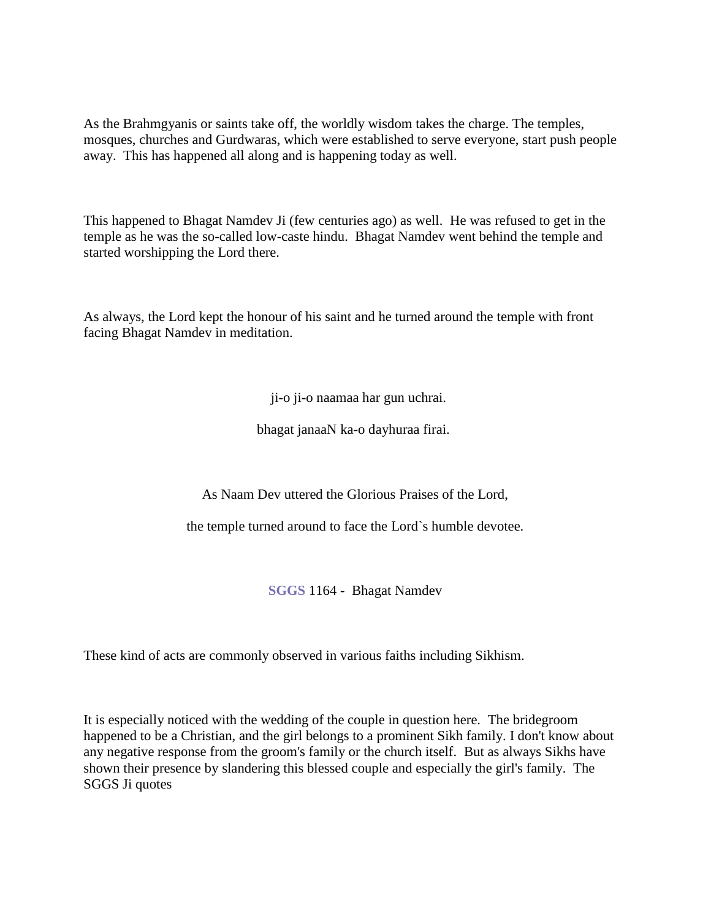As the Brahmgyanis or saints take off, the worldly wisdom takes the charge. The temples, mosques, churches and Gurdwaras, which were established to serve everyone, start push people away. This has happened all along and is happening today as well.

This happened to Bhagat Namdev Ji (few centuries ago) as well. He was refused to get in the temple as he was the so-called low-caste hindu. Bhagat Namdev went behind the temple and started worshipping the Lord there.

As always, the Lord kept the honour of his saint and he turned around the temple with front facing Bhagat Namdev in meditation.

ji-o ji-o naamaa har gun uchrai.

bhagat janaaN ka-o dayhuraa firai.

As Naam Dev uttered the Glorious Praises of the Lord,

the temple turned around to face the Lord`s humble devotee.

**SGGS** 1164 - Bhagat Namdev

These kind of acts are commonly observed in various faiths including Sikhism.

It is especially noticed with the wedding of the couple in question here. The bridegroom happened to be a Christian, and the girl belongs to a prominent Sikh family. I don't know about any negative response from the groom's family or the church itself. But as always Sikhs have shown their presence by slandering this blessed couple and especially the girl's family. The SGGS Ji quotes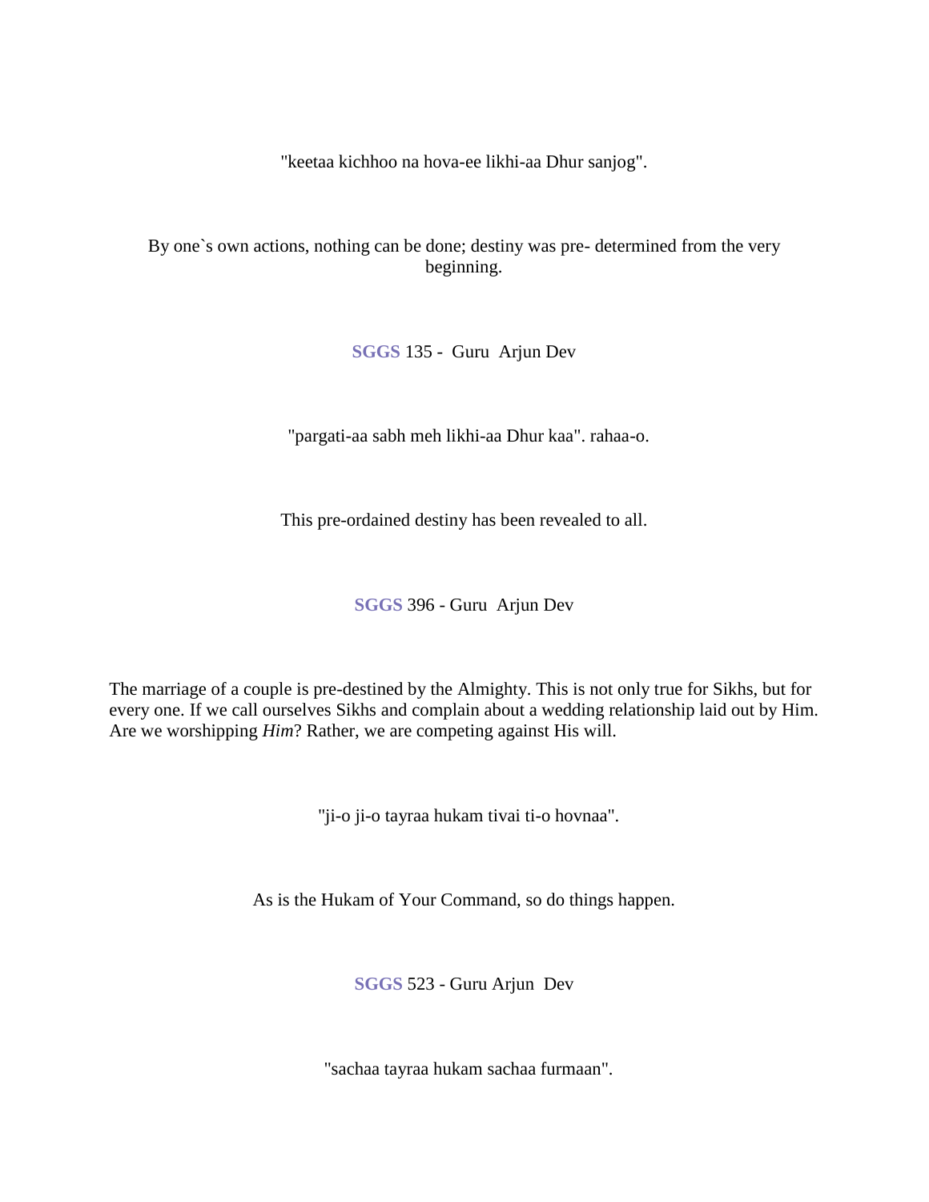"keetaa kichhoo na hova-ee likhi-aa Dhur sanjog".

By one`s own actions, nothing can be done; destiny was pre- determined from the very beginning.

**SGGS** 135 - Guru Arjun Dev

"pargati-aa sabh meh likhi-aa Dhur kaa". rahaa-o.

This pre-ordained destiny has been revealed to all.

**SGGS** 396 - Guru Arjun Dev

The marriage of a couple is pre-destined by the Almighty. This is not only true for Sikhs, but for every one. If we call ourselves Sikhs and complain about a wedding relationship laid out by Him. Are we worshipping *Him*? Rather, we are competing against His will.

"ji-o ji-o tayraa hukam tivai ti-o hovnaa".

As is the Hukam of Your Command, so do things happen.

**SGGS** 523 - Guru Arjun Dev

"sachaa tayraa hukam sachaa furmaan".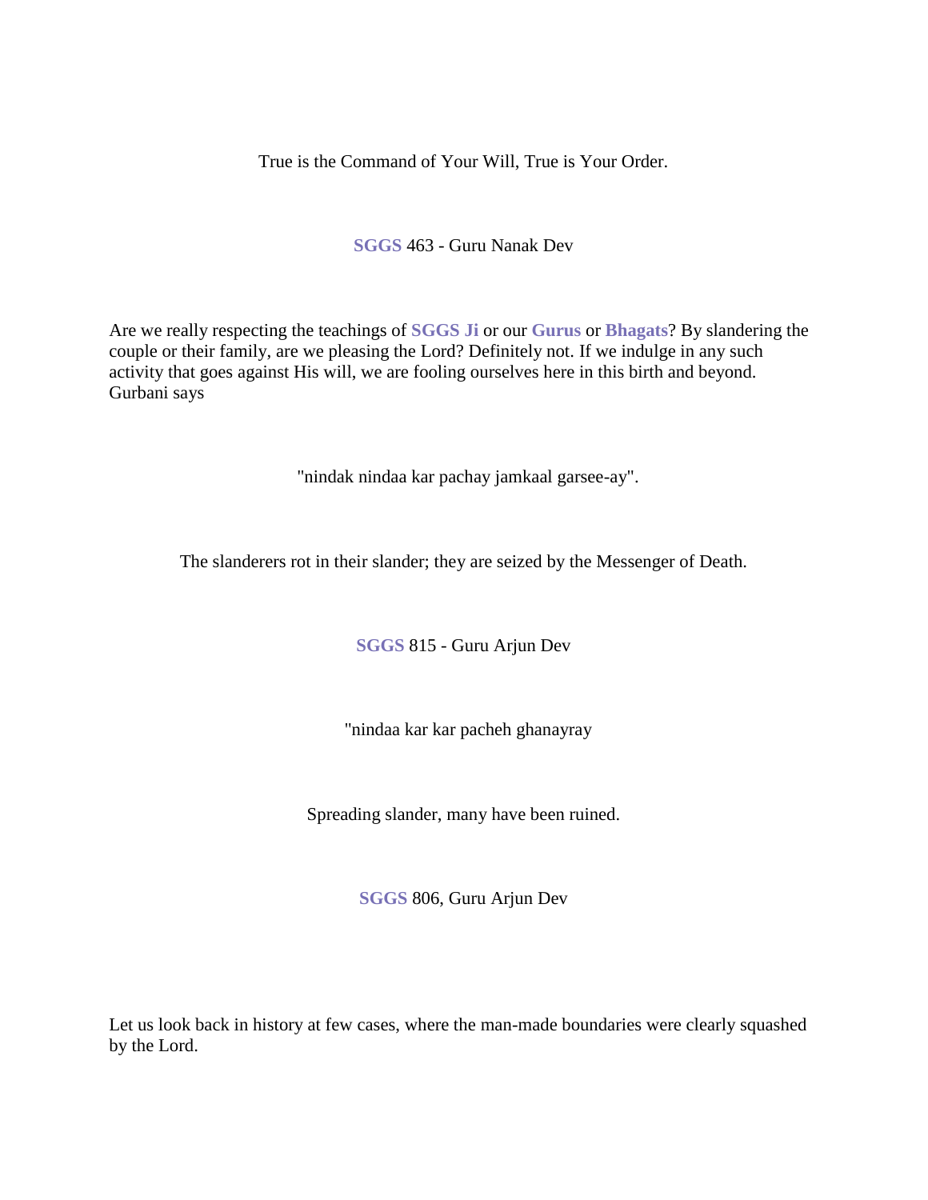True is the Command of Your Will, True is Your Order.

**SGGS** 463 - Guru Nanak Dev

Are we really respecting the teachings of **SGGS Ji** or our **Gurus** or **Bhagats**? By slandering the couple or their family, are we pleasing the Lord? Definitely not. If we indulge in any such activity that goes against His will, we are fooling ourselves here in this birth and beyond. Gurbani says

"nindak nindaa kar pachay jamkaal garsee-ay".

The slanderers rot in their slander; they are seized by the Messenger of Death.

**SGGS** 815 - Guru Arjun Dev

"nindaa kar kar pacheh ghanayray

Spreading slander, many have been ruined.

**SGGS** 806, Guru Arjun Dev

Let us look back in history at few cases, where the man-made boundaries were clearly squashed by the Lord.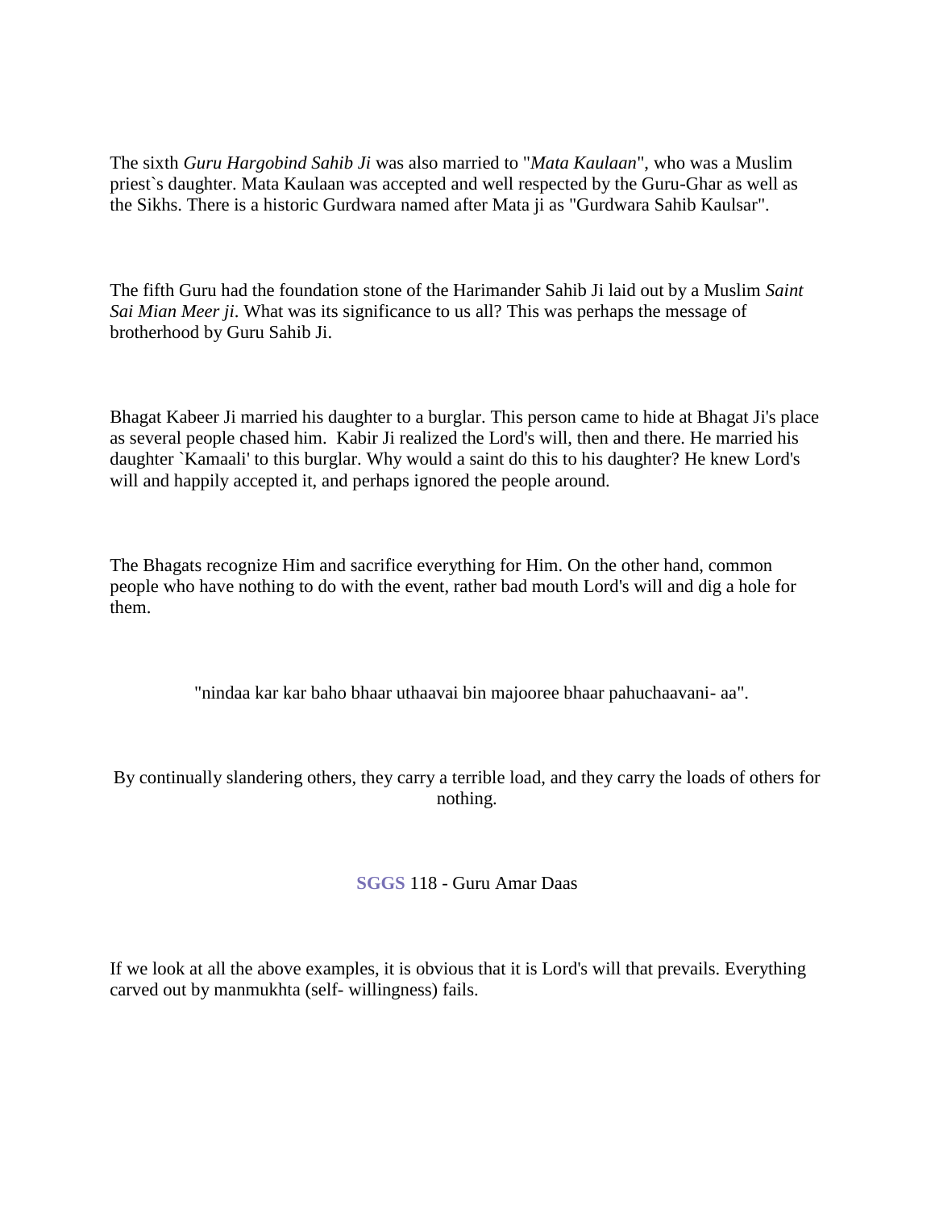The sixth *Guru Hargobind Sahib Ji* was also married to "*Mata Kaulaan*", who was a Muslim priest`s daughter. Mata Kaulaan was accepted and well respected by the Guru-Ghar as well as the Sikhs. There is a historic Gurdwara named after Mata ji as "Gurdwara Sahib Kaulsar".

The fifth Guru had the foundation stone of the Harimander Sahib Ji laid out by a Muslim *Saint Sai Mian Meer ji*. What was its significance to us all? This was perhaps the message of brotherhood by Guru Sahib Ji.

Bhagat Kabeer Ji married his daughter to a burglar. This person came to hide at Bhagat Ji's place as several people chased him. Kabir Ji realized the Lord's will, then and there. He married his daughter `Kamaali' to this burglar. Why would a saint do this to his daughter? He knew Lord's will and happily accepted it, and perhaps ignored the people around.

The Bhagats recognize Him and sacrifice everything for Him. On the other hand, common people who have nothing to do with the event, rather bad mouth Lord's will and dig a hole for them.

"nindaa kar kar baho bhaar uthaavai bin majooree bhaar pahuchaavani- aa".

By continually slandering others, they carry a terrible load, and they carry the loads of others for nothing.

**SGGS** 118 - Guru Amar Daas

If we look at all the above examples, it is obvious that it is Lord's will that prevails. Everything carved out by manmukhta (self- willingness) fails.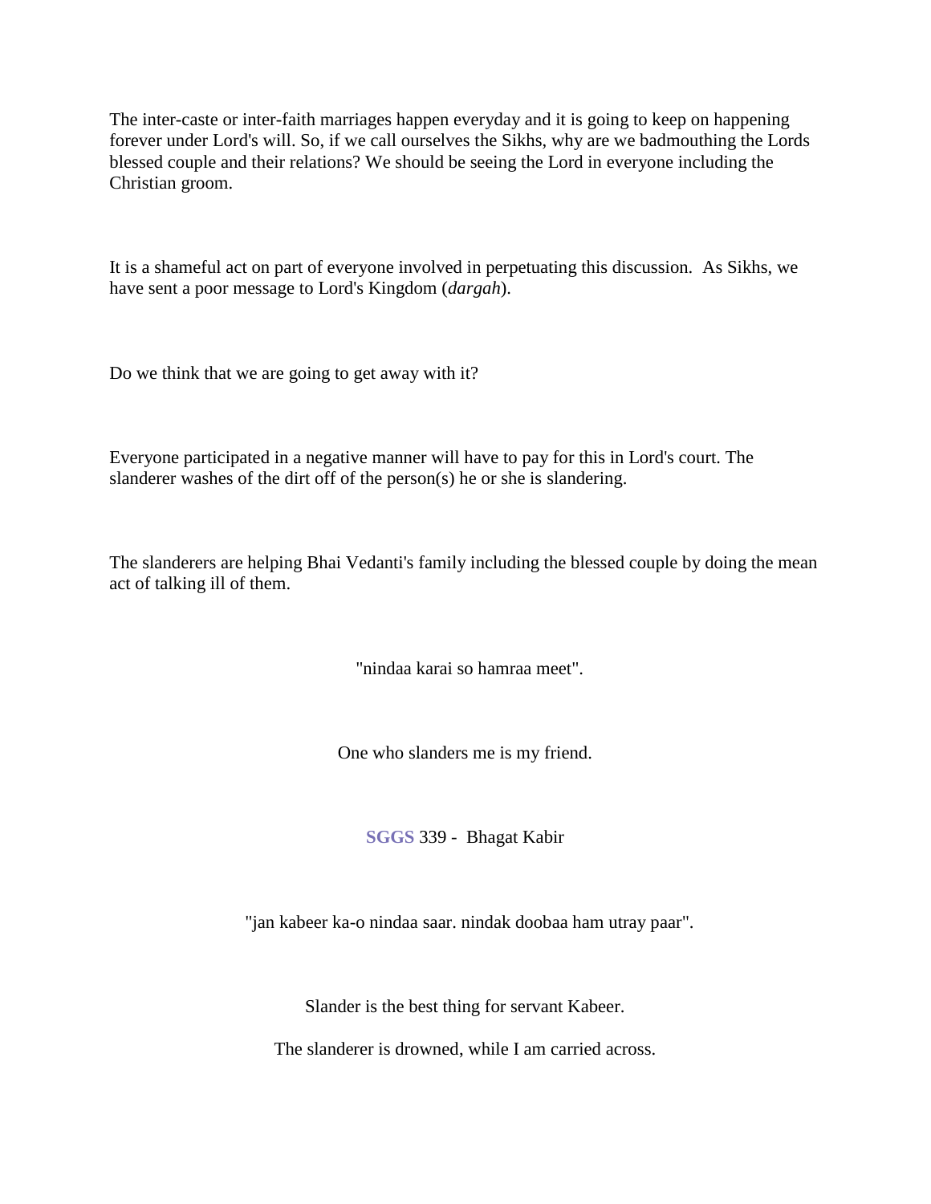The inter-caste or inter-faith marriages happen everyday and it is going to keep on happening forever under Lord's will. So, if we call ourselves the Sikhs, why are we badmouthing the Lords blessed couple and their relations? We should be seeing the Lord in everyone including the Christian groom.

It is a shameful act on part of everyone involved in perpetuating this discussion.  As Sikhs, we have sent a poor message to Lord's Kingdom (*dargah*).

Do we think that we are going to get away with it?

Everyone participated in a negative manner will have to pay for this in Lord's court. The slanderer washes of the dirt off of the person(s) he or she is slandering.

The slanderers are helping Bhai Vedanti's family including the blessed couple by doing the mean act of talking ill of them.

"nindaa karai so hamraa meet".

One who slanders me is my friend.

**SGGS** 339 -  Bhagat Kabir

"jan kabeer ka-o nindaa saar. nindak doobaa ham utray paar".

Slander is the best thing for servant Kabeer.

The slanderer is drowned, while I am carried across.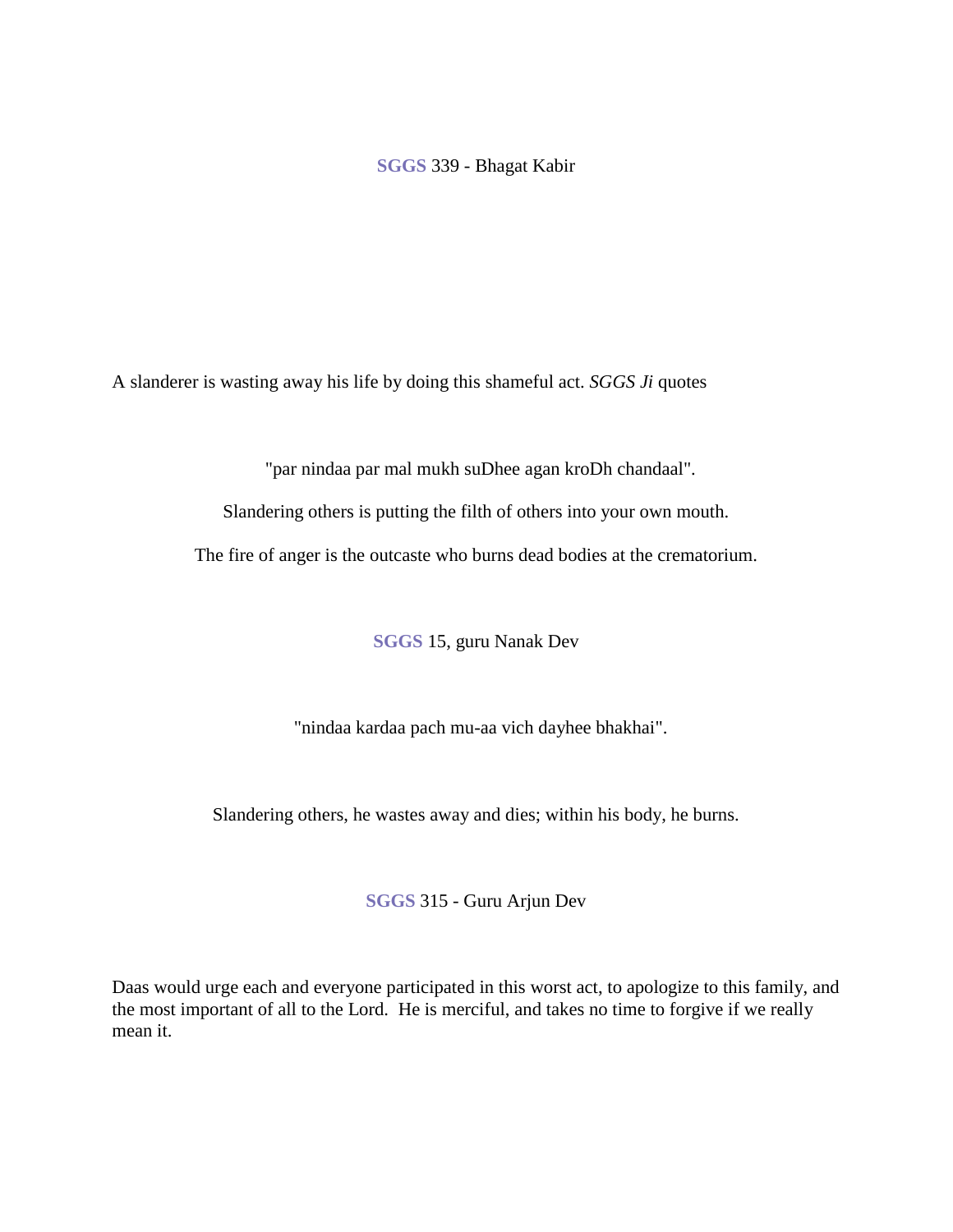**SGGS** 339 - Bhagat Kabir

A slanderer is wasting away his life by doing this shameful act. *SGGS Ji* quotes

"par nindaa par mal mukh suDhee agan kroDh chandaal".

Slandering others is putting the filth of others into your own mouth.

The fire of anger is the outcaste who burns dead bodies at the crematorium.

**SGGS** 15, guru Nanak Dev

"nindaa kardaa pach mu-aa vich dayhee bhakhai".

Slandering others, he wastes away and dies; within his body, he burns.

**SGGS** 315 - Guru Arjun Dev

Daas would urge each and everyone participated in this worst act, to apologize to this family, and the most important of all to the Lord. He is merciful, and takes no time to forgive if we really mean it.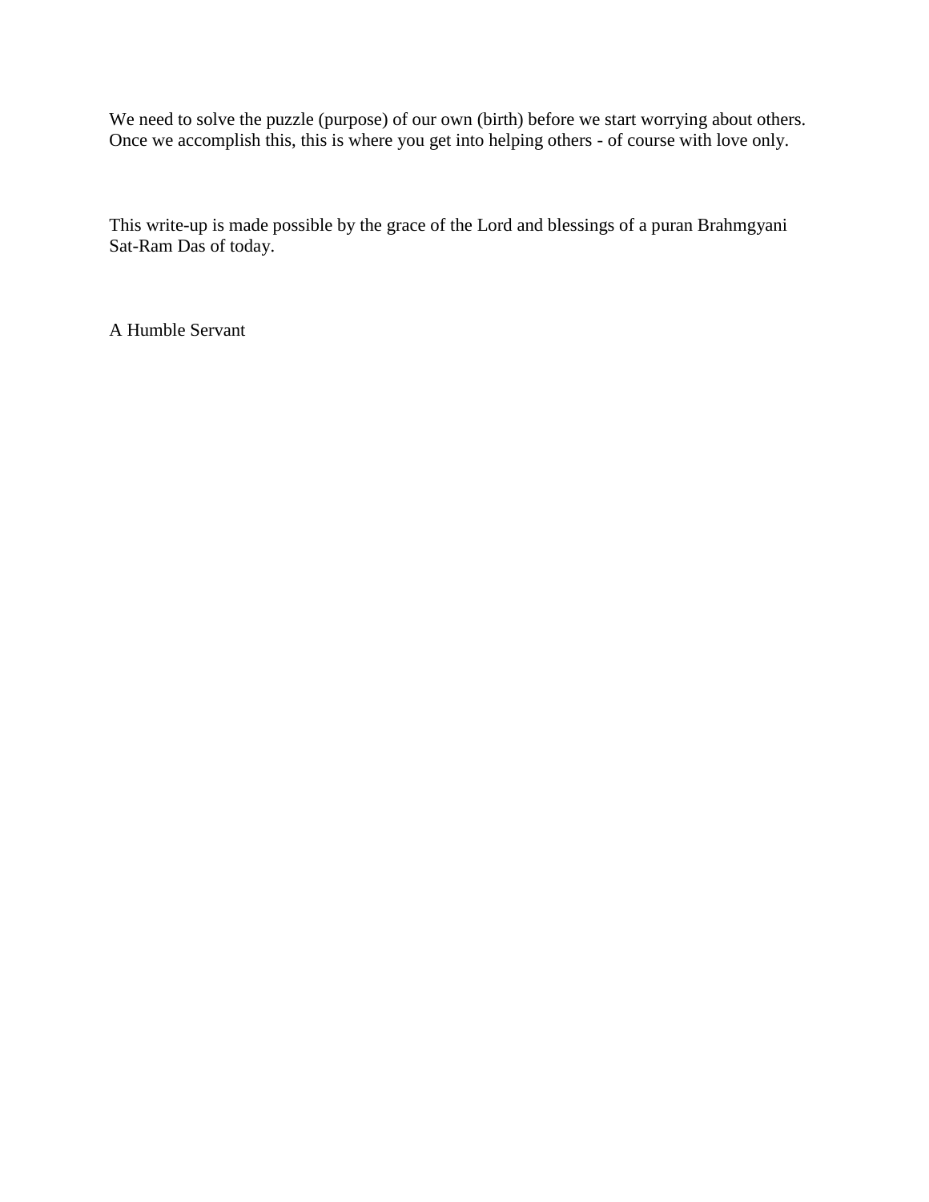We need to solve the puzzle (purpose) of our own (birth) before we start worrying about others. Once we accomplish this, this is where you get into helping others - of course with love only.

This write-up is made possible by the grace of the Lord and blessings of a puran Brahmgyani Sat-Ram Das of today.

A Humble Servant